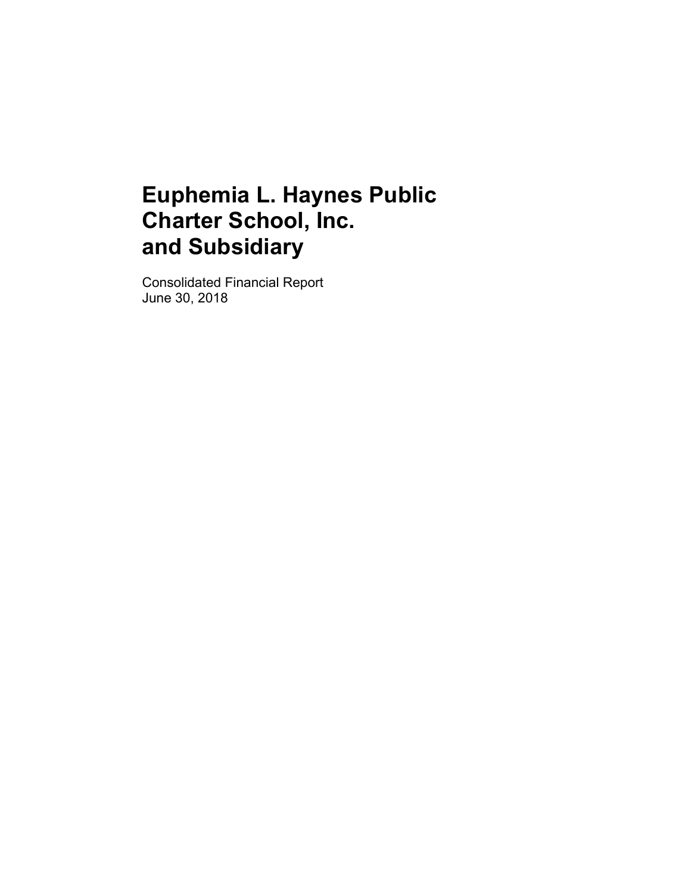# Euphemia L. Haynes Public Charter School, Inc. and Subsidiary

Consolidated Financial Report
June 30, 2018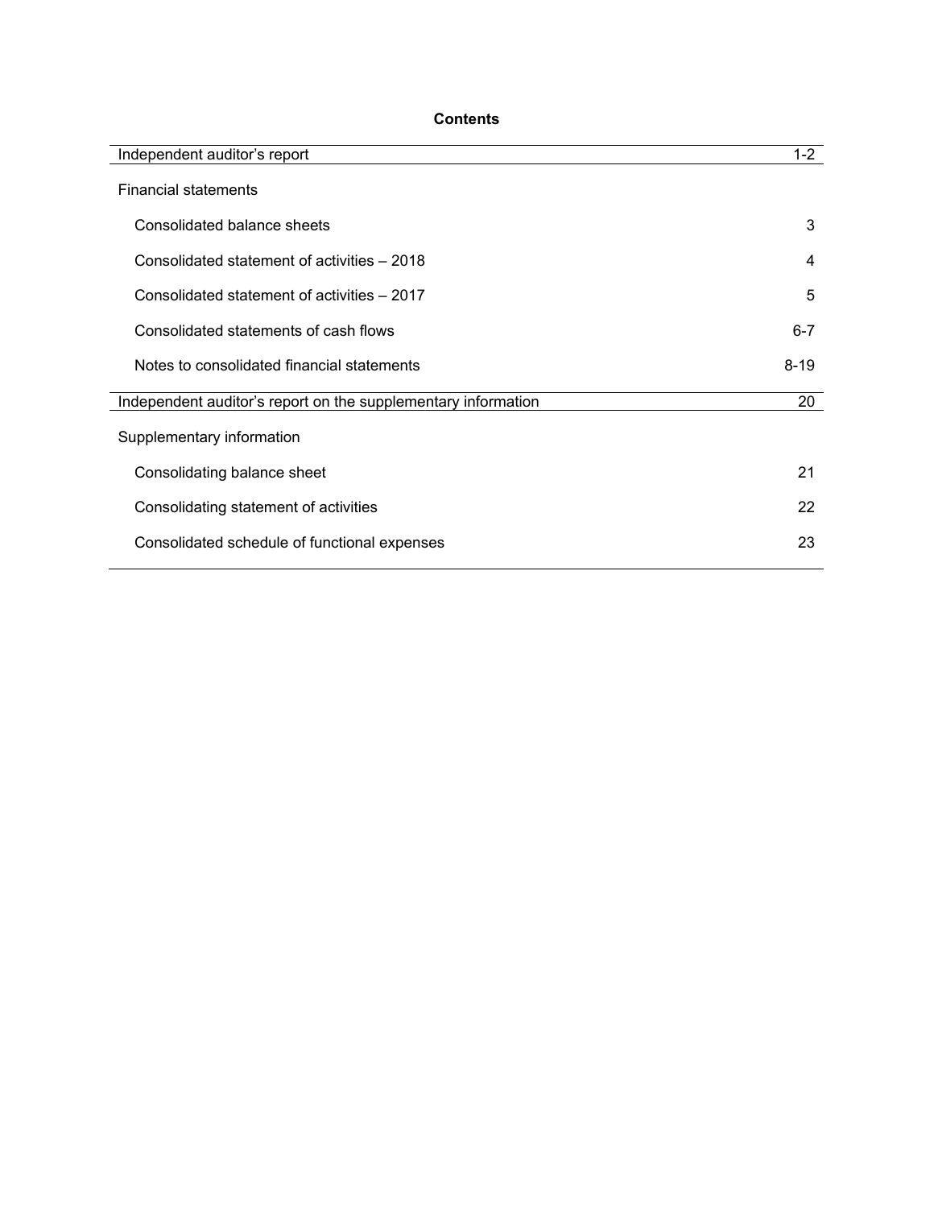**Contents**

| | |
|---|---|
| Independent auditor's report | 1-2 |
| Financial statements | |
| Consolidated balance sheets | 3 |
| Consolidated statement of activities – 2018 | 4 |
| Consolidated statement of activities – 2017 | 5 |
| Consolidated statements of cash flows | 6-7 |
| Notes to consolidated financial statements | 8-19 |
| Independent auditor's report on the supplementary information | 20 |
| Supplementary information | |
| Consolidating balance sheet | 21 |
| Consolidating statement of activities | 22 |
| Consolidated schedule of functional expenses | 23 |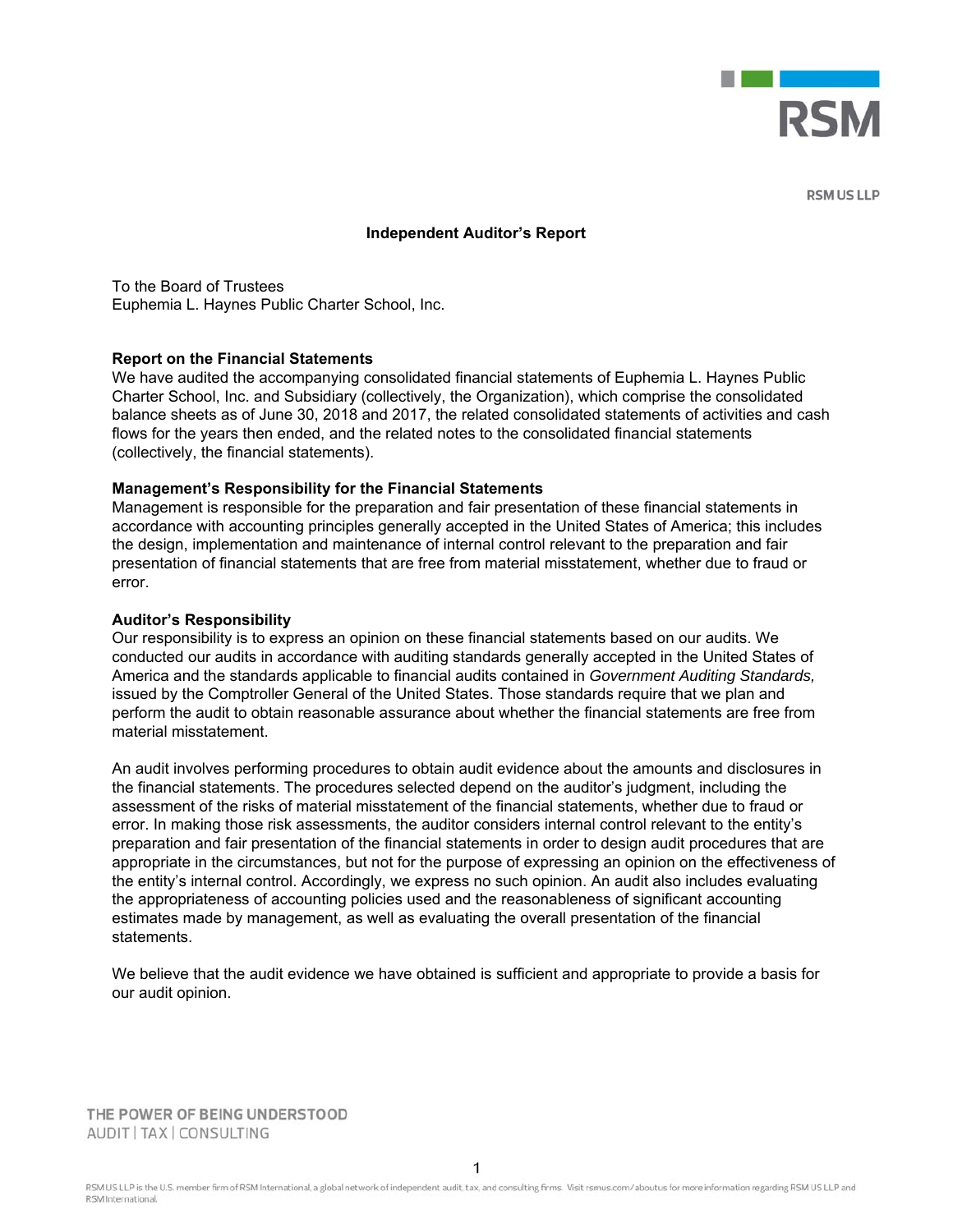RSM US LLP

## Independent Auditor's Report

To the Board of Trustees
Euphemia L. Haynes Public Charter School, Inc.

### Report on the Financial Statements

We have audited the accompanying consolidated financial statements of Euphemia L. Haynes Public Charter School, Inc. and Subsidiary (collectively, the Organization), which comprise the consolidated balance sheets as of June 30, 2018 and 2017, the related consolidated statements of activities and cash flows for the years then ended, and the related notes to the consolidated financial statements (collectively, the financial statements).

### Management's Responsibility for the Financial Statements

Management is responsible for the preparation and fair presentation of these financial statements in accordance with accounting principles generally accepted in the United States of America; this includes the design, implementation and maintenance of internal control relevant to the preparation and fair presentation of financial statements that are free from material misstatement, whether due to fraud or error.

### Auditor's Responsibility

Our responsibility is to express an opinion on these financial statements based on our audits. We conducted our audits in accordance with auditing standards generally accepted in the United States of America and the standards applicable to financial audits contained in *Government Auditing Standards,* issued by the Comptroller General of the United States. Those standards require that we plan and perform the audit to obtain reasonable assurance about whether the financial statements are free from material misstatement.

An audit involves performing procedures to obtain audit evidence about the amounts and disclosures in the financial statements. The procedures selected depend on the auditor's judgment, including the assessment of the risks of material misstatement of the financial statements, whether due to fraud or error. In making those risk assessments, the auditor considers internal control relevant to the entity's preparation and fair presentation of the financial statements in order to design audit procedures that are appropriate in the circumstances, but not for the purpose of expressing an opinion on the effectiveness of the entity's internal control. Accordingly, we express no such opinion. An audit also includes evaluating the appropriateness of accounting policies used and the reasonableness of significant accounting estimates made by management, as well as evaluating the overall presentation of the financial statements.

We believe that the audit evidence we have obtained is sufficient and appropriate to provide a basis for our audit opinion.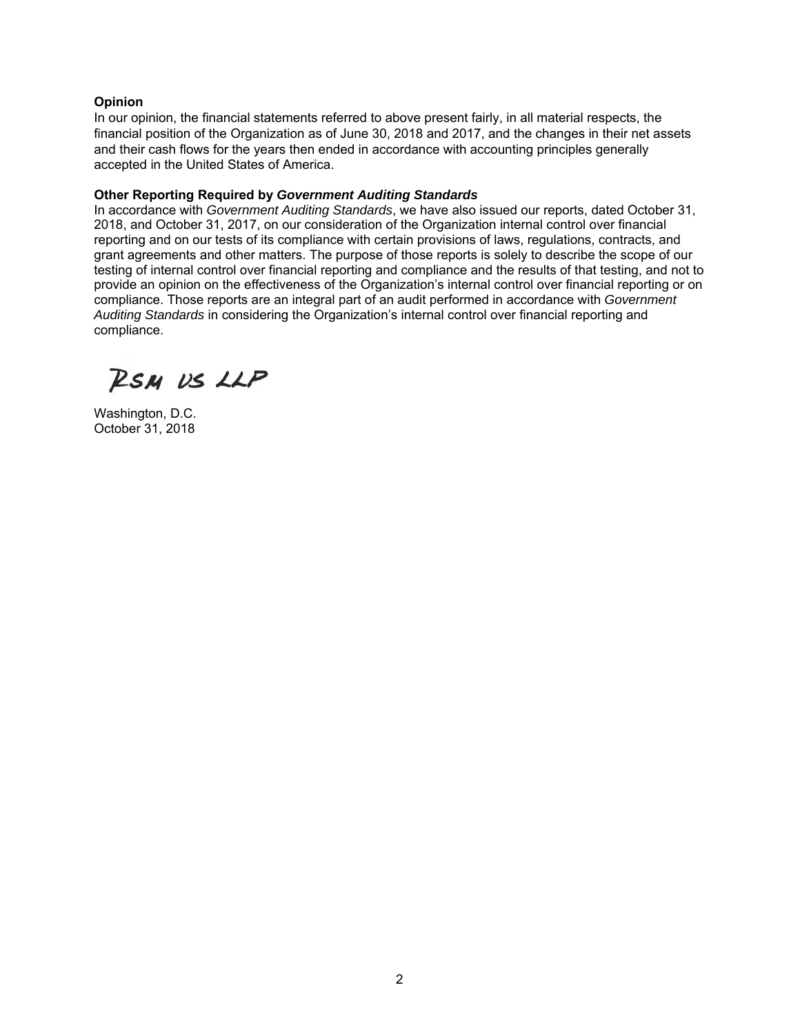**Opinion**

In our opinion, the financial statements referred to above present fairly, in all material respects, the financial position of the Organization as of June 30, 2018 and 2017, and the changes in their net assets and their cash flows for the years then ended in accordance with accounting principles generally accepted in the United States of America.

**Other Reporting Required by *Government Auditing Standards***

In accordance with *Government Auditing Standards*, we have also issued our reports, dated October 31, 2018, and October 31, 2017, on our consideration of the Organization internal control over financial reporting and on our tests of its compliance with certain provisions of laws, regulations, contracts, and grant agreements and other matters. The purpose of those reports is solely to describe the scope of our testing of internal control over financial reporting and compliance and the results of that testing, and not to provide an opinion on the effectiveness of the Organization's internal control over financial reporting or on compliance. Those reports are an integral part of an audit performed in accordance with *Government Auditing Standards* in considering the Organization's internal control over financial reporting and compliance.

RSM US LLP

Washington, D.C.
October 31, 2018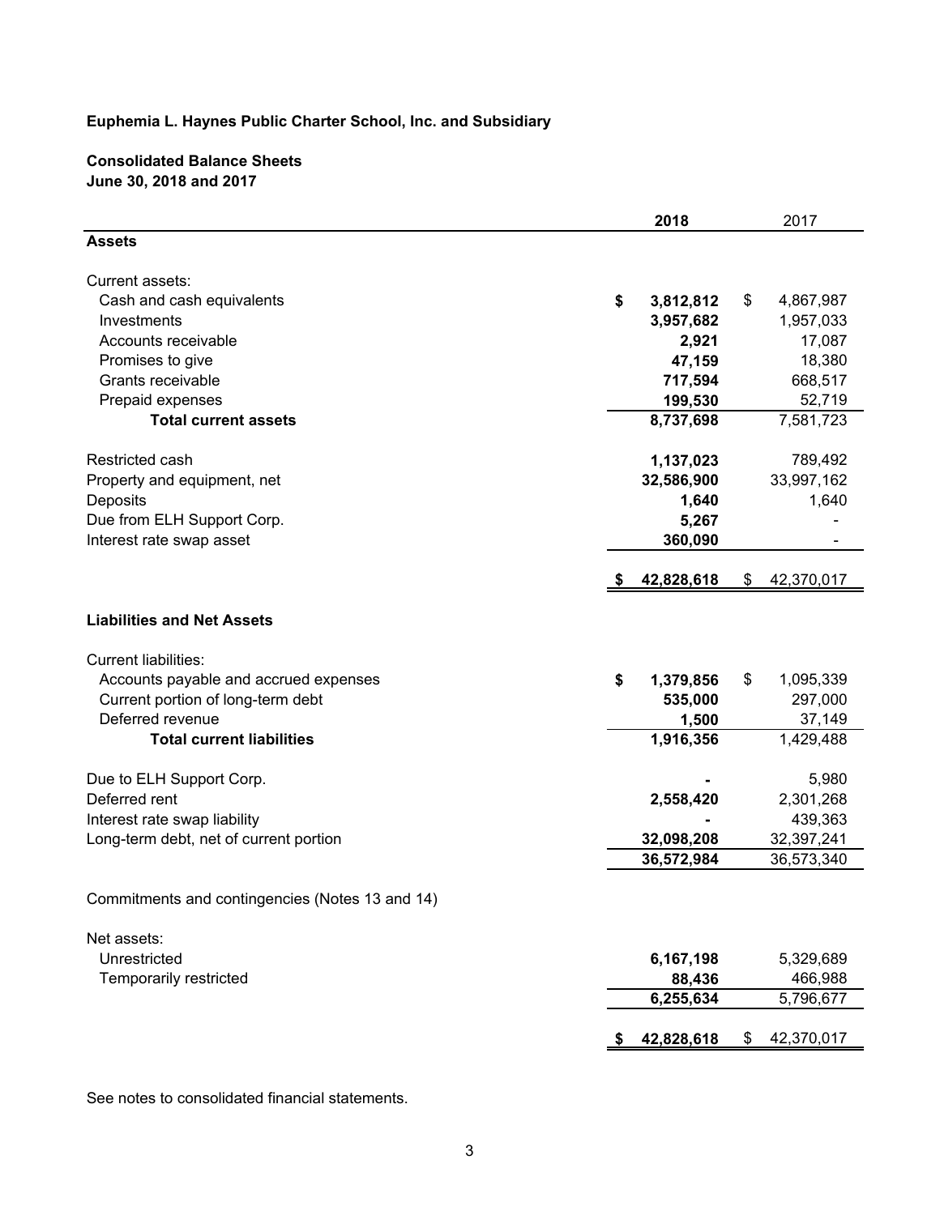**Euphemia L. Haynes Public Charter School, Inc. and Subsidiary**

**Consolidated Balance Sheets**
**June 30, 2018 and 2017**

| | 2018 | 2017 |
|---|---|---|
| **Assets** | | |
| Current assets: | | |
| Cash and cash equivalents | $ 3,812,812 | $ 4,867,987 |
| Investments | 3,957,682 | 1,957,033 |
| Accounts receivable | 2,921 | 17,087 |
| Promises to give | 47,159 | 18,380 |
| Grants receivable | 717,594 | 668,517 |
| Prepaid expenses | 199,530 | 52,719 |
| **Total current assets** | 8,737,698 | 7,581,723 |
| Restricted cash | 1,137,023 | 789,492 |
| Property and equipment, net | 32,586,900 | 33,997,162 |
| Deposits | 1,640 | 1,640 |
| Due from ELH Support Corp. | 5,267 | - |
| Interest rate swap asset | 360,090 | - |
| | $ 42,828,618 | $ 42,370,017 |
| **Liabilities and Net Assets** | | |
| Current liabilities: | | |
| Accounts payable and accrued expenses | $ 1,379,856 | $ 1,095,339 |
| Current portion of long-term debt | 535,000 | 297,000 |
| Deferred revenue | 1,500 | 37,149 |
| **Total current liabilities** | 1,916,356 | 1,429,488 |
| Due to ELH Support Corp. | - | 5,980 |
| Deferred rent | 2,558,420 | 2,301,268 |
| Interest rate swap liability | - | 439,363 |
| Long-term debt, net of current portion | 32,098,208 | 32,397,241 |
| | 36,572,984 | 36,573,340 |
| Commitments and contingencies (Notes 13 and 14) | | |
| Net assets: | | |
| Unrestricted | 6,167,198 | 5,329,689 |
| Temporarily restricted | 88,436 | 466,988 |
| | 6,255,634 | 5,796,677 |
| | $ 42,828,618 | $ 42,370,017 |

See notes to consolidated financial statements.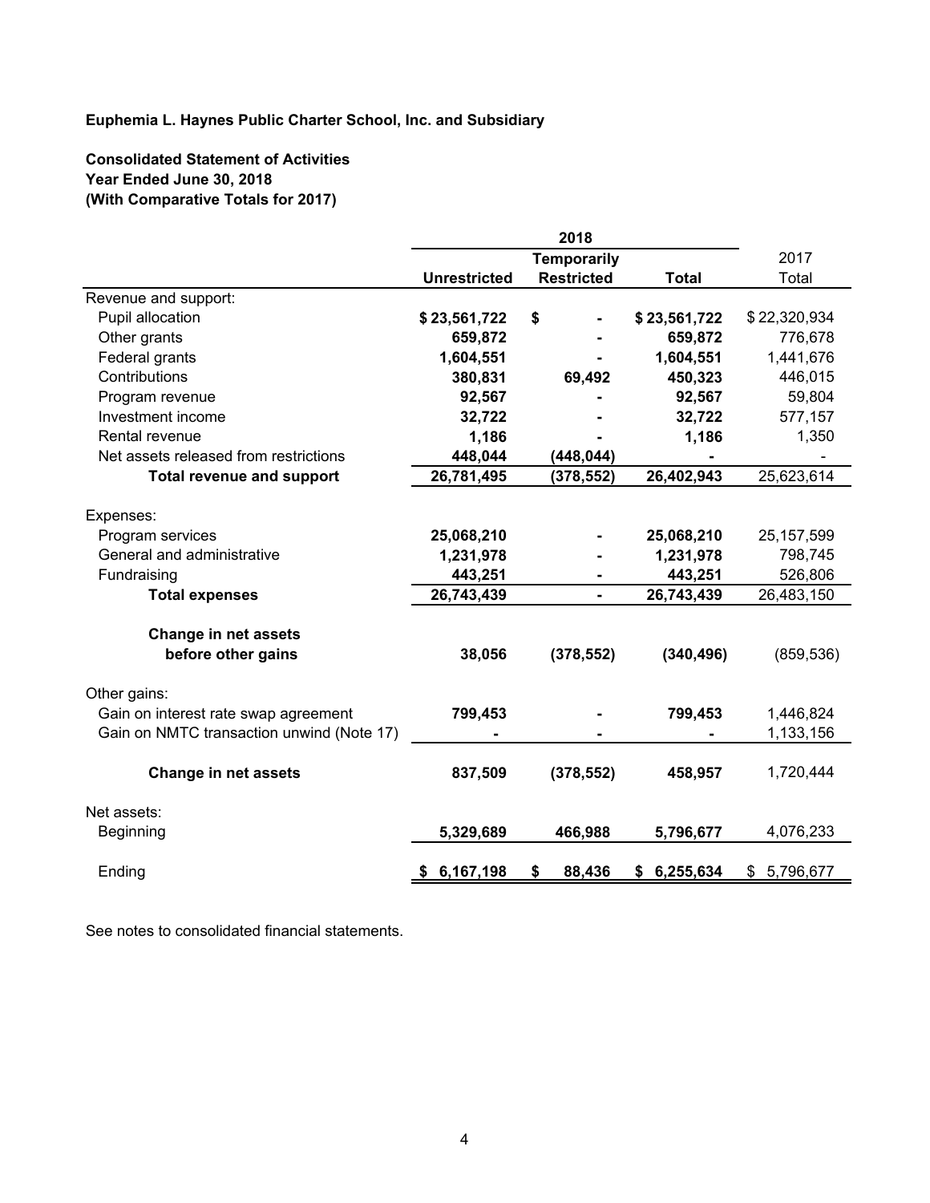**Euphemia L. Haynes Public Charter School, Inc. and Subsidiary**

**Consolidated Statement of Activities**
**Year Ended June 30, 2018**
**(With Comparative Totals for 2017)**

| | 2018 | | | 2017 |
|---|---|---|---|---|
| | **Unrestricted** | **Temporarily Restricted** | **Total** | Total |
| Revenue and support: | | | | |
| Pupil allocation | **$ 23,561,722** | **$ -** | **$ 23,561,722** | $ 22,320,934 |
| Other grants | **659,872** | **-** | **659,872** | 776,678 |
| Federal grants | **1,604,551** | **-** | **1,604,551** | 1,441,676 |
| Contributions | **380,831** | **69,492** | **450,323** | 446,015 |
| Program revenue | **92,567** | **-** | **92,567** | 59,804 |
| Investment income | **32,722** | **-** | **32,722** | 577,157 |
| Rental revenue | **1,186** | **-** | **1,186** | 1,350 |
| Net assets released from restrictions | **448,044** | **(448,044)** | **-** | - |
| **Total revenue and support** | **26,781,495** | **(378,552)** | **26,402,943** | 25,623,614 |
| | | | | |
| Expenses: | | | | |
| Program services | **25,068,210** | **-** | **25,068,210** | 25,157,599 |
| General and administrative | **1,231,978** | **-** | **1,231,978** | 798,745 |
| Fundraising | **443,251** | **-** | **443,251** | 526,806 |
| **Total expenses** | **26,743,439** | **-** | **26,743,439** | 26,483,150 |
| | | | | |
| **Change in net assets before other gains** | **38,056** | **(378,552)** | **(340,496)** | (859,536) |
| | | | | |
| Other gains: | | | | |
| Gain on interest rate swap agreement | **799,453** | **-** | **799,453** | 1,446,824 |
| Gain on NMTC transaction unwind (Note 17) | **-** | **-** | **-** | 1,133,156 |
| | | | | |
| **Change in net assets** | **837,509** | **(378,552)** | **458,957** | 1,720,444 |
| | | | | |
| Net assets: | | | | |
| Beginning | **5,329,689** | **466,988** | **5,796,677** | 4,076,233 |
| | | | | |
| Ending | **$ 6,167,198** | **$ 88,436** | **$ 6,255,634** | $ 5,796,677 |

See notes to consolidated financial statements.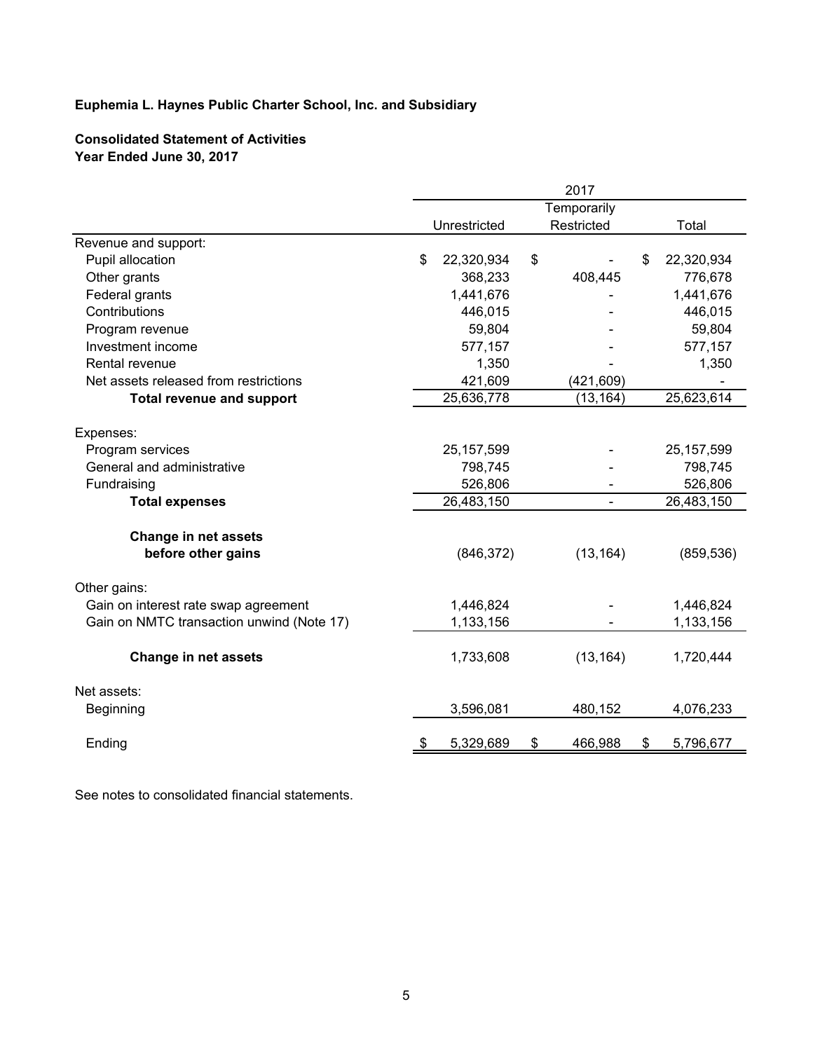**Euphemia L. Haynes Public Charter School, Inc. and Subsidiary**

**Consolidated Statement of Activities**
**Year Ended June 30, 2017**

| | 2017 | | |
|---|---|---|---|
| | Unrestricted | Temporarily Restricted | Total |
| Revenue and support: | | | |
| Pupil allocation | $ 22,320,934 | $ - | $ 22,320,934 |
| Other grants | 368,233 | 408,445 | 776,678 |
| Federal grants | 1,441,676 | - | 1,441,676 |
| Contributions | 446,015 | - | 446,015 |
| Program revenue | 59,804 | - | 59,804 |
| Investment income | 577,157 | - | 577,157 |
| Rental revenue | 1,350 | - | 1,350 |
| Net assets released from restrictions | 421,609 | (421,609) | - |
| **Total revenue and support** | 25,636,778 | (13,164) | 25,623,614 |
| Expenses: | | | |
| Program services | 25,157,599 | - | 25,157,599 |
| General and administrative | 798,745 | - | 798,745 |
| Fundraising | 526,806 | - | 526,806 |
| **Total expenses** | 26,483,150 | - | 26,483,150 |
| **Change in net assets before other gains** | (846,372) | (13,164) | (859,536) |
| Other gains: | | | |
| Gain on interest rate swap agreement | 1,446,824 | - | 1,446,824 |
| Gain on NMTC transaction unwind (Note 17) | 1,133,156 | - | 1,133,156 |
| **Change in net assets** | 1,733,608 | (13,164) | 1,720,444 |
| Net assets: | | | |
| Beginning | 3,596,081 | 480,152 | 4,076,233 |
| Ending | $ 5,329,689 | $ 466,988 | $ 5,796,677 |

See notes to consolidated financial statements.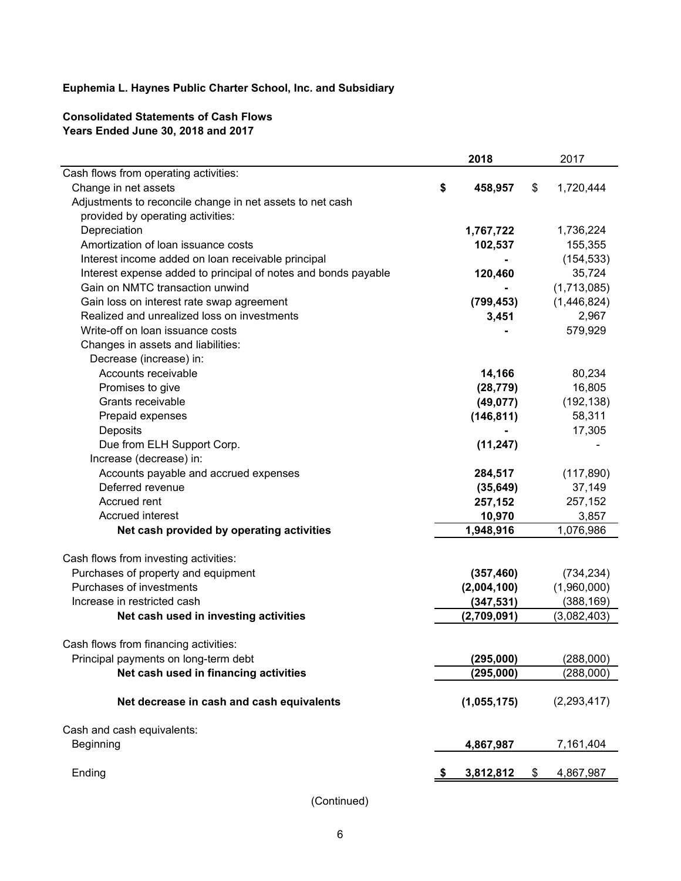**Euphemia L. Haynes Public Charter School, Inc. and Subsidiary**

**Consolidated Statements of Cash Flows**
**Years Ended June 30, 2018 and 2017**

| | 2018 | 2017 |
|---|---|---|
| Cash flows from operating activities: | | |
| Change in net assets | $ 458,957 | $ 1,720,444 |
| Adjustments to reconcile change in net assets to net cash provided by operating activities: | | |
| Depreciation | 1,767,722 | 1,736,224 |
| Amortization of loan issuance costs | 102,537 | 155,355 |
| Interest income added on loan receivable principal | - | (154,533) |
| Interest expense added to principal of notes and bonds payable | 120,460 | 35,724 |
| Gain on NMTC transaction unwind | - | (1,713,085) |
| Gain loss on interest rate swap agreement | (799,453) | (1,446,824) |
| Realized and unrealized loss on investments | 3,451 | 2,967 |
| Write-off on loan issuance costs | - | 579,929 |
| Changes in assets and liabilities: | | |
| Decrease (increase) in: | | |
| Accounts receivable | 14,166 | 80,234 |
| Promises to give | (28,779) | 16,805 |
| Grants receivable | (49,077) | (192,138) |
| Prepaid expenses | (146,811) | 58,311 |
| Deposits | - | 17,305 |
| Due from ELH Support Corp. | (11,247) | - |
| Increase (decrease) in: | | |
| Accounts payable and accrued expenses | 284,517 | (117,890) |
| Deferred revenue | (35,649) | 37,149 |
| Accrued rent | 257,152 | 257,152 |
| Accrued interest | 10,970 | 3,857 |
| **Net cash provided by operating activities** | **1,948,916** | 1,076,986 |
| Cash flows from investing activities: | | |
| Purchases of property and equipment | (357,460) | (734,234) |
| Purchases of investments | (2,004,100) | (1,960,000) |
| Increase in restricted cash | (347,531) | (388,169) |
| **Net cash used in investing activities** | **(2,709,091)** | (3,082,403) |
| Cash flows from financing activities: | | |
| Principal payments on long-term debt | (295,000) | (288,000) |
| **Net cash used in financing activities** | **(295,000)** | (288,000) |
| **Net decrease in cash and cash equivalents** | **(1,055,175)** | (2,293,417) |
| Cash and cash equivalents: | | |
| Beginning | 4,867,987 | 7,161,404 |
| Ending | $ 3,812,812 | $ 4,867,987 |

(Continued)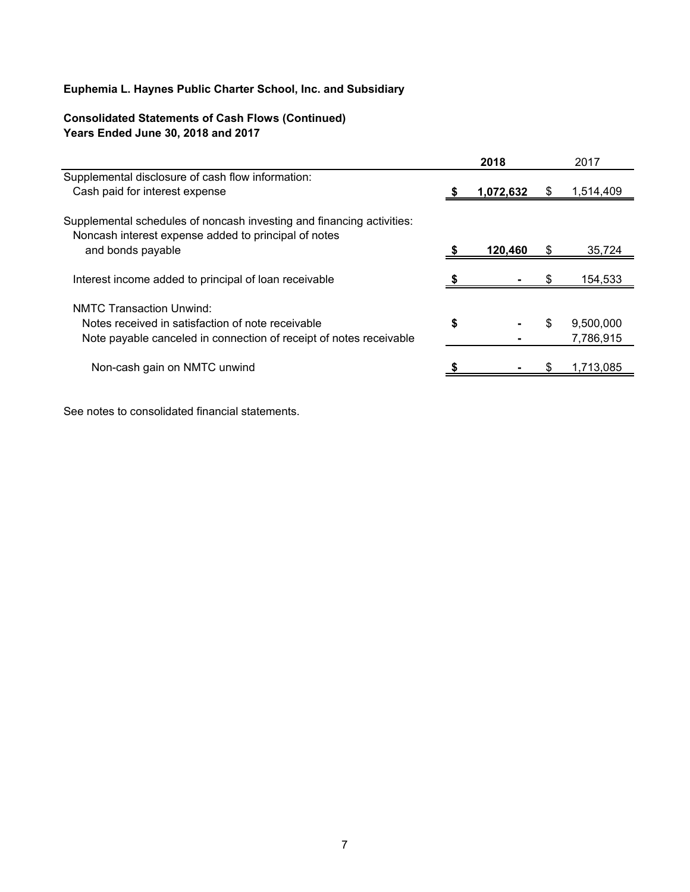**Euphemia L. Haynes Public Charter School, Inc. and Subsidiary**

**Consolidated Statements of Cash Flows (Continued)**
**Years Ended June 30, 2018 and 2017**

| | **2018** | 2017 |
|---|---|---|
| Supplemental disclosure of cash flow information: | | |
| Cash paid for interest expense | **$ 1,072,632** | $ 1,514,409 |
| | | |
| Supplemental schedules of noncash investing and financing activities: | | |
| Noncash interest expense added to principal of notes and bonds payable | **$ 120,460** | $ 35,724 |
| | | |
| Interest income added to principal of loan receivable | **$ -** | $ 154,533 |
| | | |
| NMTC Transaction Unwind: | | |
| Notes received in satisfaction of note receivable | **$ -** | $ 9,500,000 |
| Note payable canceled in connection of receipt of notes receivable | **-** | 7,786,915 |
| | | |
| Non-cash gain on NMTC unwind | **$ -** | $ 1,713,085 |

See notes to consolidated financial statements.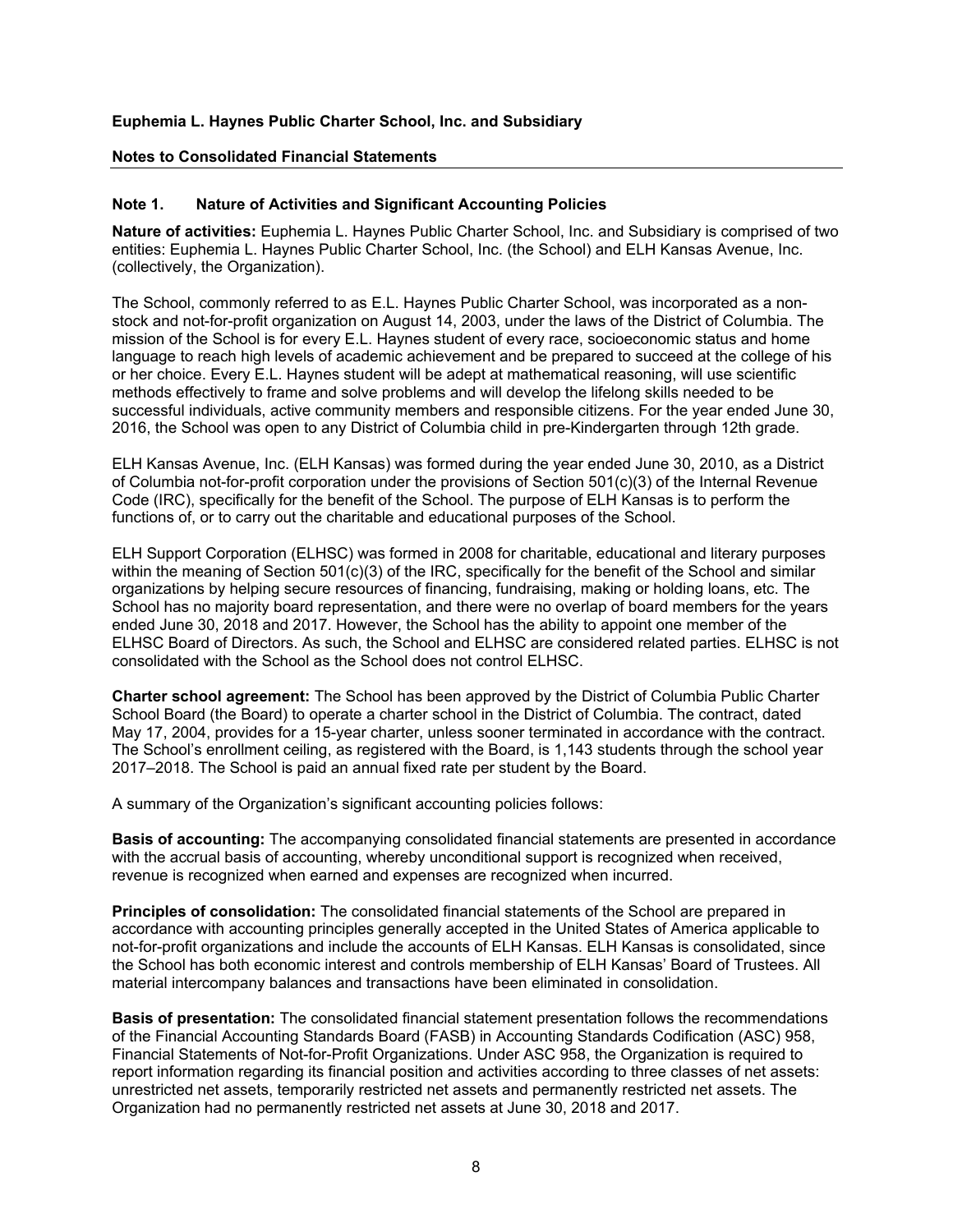**Euphemia L. Haynes Public Charter School, Inc. and Subsidiary**

**Notes to Consolidated Financial Statements**

## Note 1. Nature of Activities and Significant Accounting Policies

**Nature of activities:** Euphemia L. Haynes Public Charter School, Inc. and Subsidiary is comprised of two entities: Euphemia L. Haynes Public Charter School, Inc. (the School) and ELH Kansas Avenue, Inc. (collectively, the Organization).

The School, commonly referred to as E.L. Haynes Public Charter School, was incorporated as a non-stock and not-for-profit organization on August 14, 2003, under the laws of the District of Columbia. The mission of the School is for every E.L. Haynes student of every race, socioeconomic status and home language to reach high levels of academic achievement and be prepared to succeed at the college of his or her choice. Every E.L. Haynes student will be adept at mathematical reasoning, will use scientific methods effectively to frame and solve problems and will develop the lifelong skills needed to be successful individuals, active community members and responsible citizens. For the year ended June 30, 2016, the School was open to any District of Columbia child in pre-Kindergarten through 12th grade.

ELH Kansas Avenue, Inc. (ELH Kansas) was formed during the year ended June 30, 2010, as a District of Columbia not-for-profit corporation under the provisions of Section 501(c)(3) of the Internal Revenue Code (IRC), specifically for the benefit of the School. The purpose of ELH Kansas is to perform the functions of, or to carry out the charitable and educational purposes of the School.

ELH Support Corporation (ELHSC) was formed in 2008 for charitable, educational and literary purposes within the meaning of Section 501(c)(3) of the IRC, specifically for the benefit of the School and similar organizations by helping secure resources of financing, fundraising, making or holding loans, etc. The School has no majority board representation, and there were no overlap of board members for the years ended June 30, 2018 and 2017. However, the School has the ability to appoint one member of the ELHSC Board of Directors. As such, the School and ELHSC are considered related parties. ELHSC is not consolidated with the School as the School does not control ELHSC.

**Charter school agreement:** The School has been approved by the District of Columbia Public Charter School Board (the Board) to operate a charter school in the District of Columbia. The contract, dated May 17, 2004, provides for a 15-year charter, unless sooner terminated in accordance with the contract. The School's enrollment ceiling, as registered with the Board, is 1,143 students through the school year 2017–2018. The School is paid an annual fixed rate per student by the Board.

A summary of the Organization's significant accounting policies follows:

**Basis of accounting:** The accompanying consolidated financial statements are presented in accordance with the accrual basis of accounting, whereby unconditional support is recognized when received, revenue is recognized when earned and expenses are recognized when incurred.

**Principles of consolidation:** The consolidated financial statements of the School are prepared in accordance with accounting principles generally accepted in the United States of America applicable to not-for-profit organizations and include the accounts of ELH Kansas. ELH Kansas is consolidated, since the School has both economic interest and controls membership of ELH Kansas' Board of Trustees. All material intercompany balances and transactions have been eliminated in consolidation.

**Basis of presentation:** The consolidated financial statement presentation follows the recommendations of the Financial Accounting Standards Board (FASB) in Accounting Standards Codification (ASC) 958, Financial Statements of Not-for-Profit Organizations. Under ASC 958, the Organization is required to report information regarding its financial position and activities according to three classes of net assets: unrestricted net assets, temporarily restricted net assets and permanently restricted net assets. The Organization had no permanently restricted net assets at June 30, 2018 and 2017.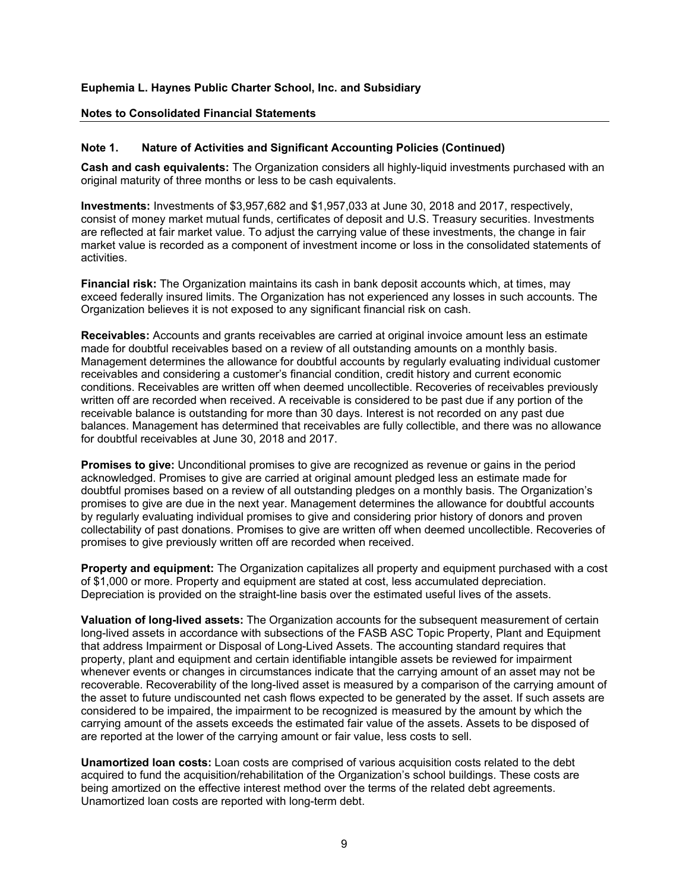**Euphemia L. Haynes Public Charter School, Inc. and Subsidiary**

**Notes to Consolidated Financial Statements**

## Note 1. Nature of Activities and Significant Accounting Policies (Continued)

**Cash and cash equivalents:** The Organization considers all highly-liquid investments purchased with an original maturity of three months or less to be cash equivalents.

**Investments:** Investments of $3,957,682 and $1,957,033 at June 30, 2018 and 2017, respectively, consist of money market mutual funds, certificates of deposit and U.S. Treasury securities. Investments are reflected at fair market value. To adjust the carrying value of these investments, the change in fair market value is recorded as a component of investment income or loss in the consolidated statements of activities.

**Financial risk:** The Organization maintains its cash in bank deposit accounts which, at times, may exceed federally insured limits. The Organization has not experienced any losses in such accounts. The Organization believes it is not exposed to any significant financial risk on cash.

**Receivables:** Accounts and grants receivables are carried at original invoice amount less an estimate made for doubtful receivables based on a review of all outstanding amounts on a monthly basis. Management determines the allowance for doubtful accounts by regularly evaluating individual customer receivables and considering a customer's financial condition, credit history and current economic conditions. Receivables are written off when deemed uncollectible. Recoveries of receivables previously written off are recorded when received. A receivable is considered to be past due if any portion of the receivable balance is outstanding for more than 30 days. Interest is not recorded on any past due balances. Management has determined that receivables are fully collectible, and there was no allowance for doubtful receivables at June 30, 2018 and 2017.

**Promises to give:** Unconditional promises to give are recognized as revenue or gains in the period acknowledged. Promises to give are carried at original amount pledged less an estimate made for doubtful promises based on a review of all outstanding pledges on a monthly basis. The Organization's promises to give are due in the next year. Management determines the allowance for doubtful accounts by regularly evaluating individual promises to give and considering prior history of donors and proven collectability of past donations. Promises to give are written off when deemed uncollectible. Recoveries of promises to give previously written off are recorded when received.

**Property and equipment:** The Organization capitalizes all property and equipment purchased with a cost of $1,000 or more. Property and equipment are stated at cost, less accumulated depreciation. Depreciation is provided on the straight-line basis over the estimated useful lives of the assets.

**Valuation of long-lived assets:** The Organization accounts for the subsequent measurement of certain long-lived assets in accordance with subsections of the FASB ASC Topic Property, Plant and Equipment that address Impairment or Disposal of Long-Lived Assets. The accounting standard requires that property, plant and equipment and certain identifiable intangible assets be reviewed for impairment whenever events or changes in circumstances indicate that the carrying amount of an asset may not be recoverable. Recoverability of the long-lived asset is measured by a comparison of the carrying amount of the asset to future undiscounted net cash flows expected to be generated by the asset. If such assets are considered to be impaired, the impairment to be recognized is measured by the amount by which the carrying amount of the assets exceeds the estimated fair value of the assets. Assets to be disposed of are reported at the lower of the carrying amount or fair value, less costs to sell.

**Unamortized loan costs:** Loan costs are comprised of various acquisition costs related to the debt acquired to fund the acquisition/rehabilitation of the Organization's school buildings. These costs are being amortized on the effective interest method over the terms of the related debt agreements. Unamortized loan costs are reported with long-term debt.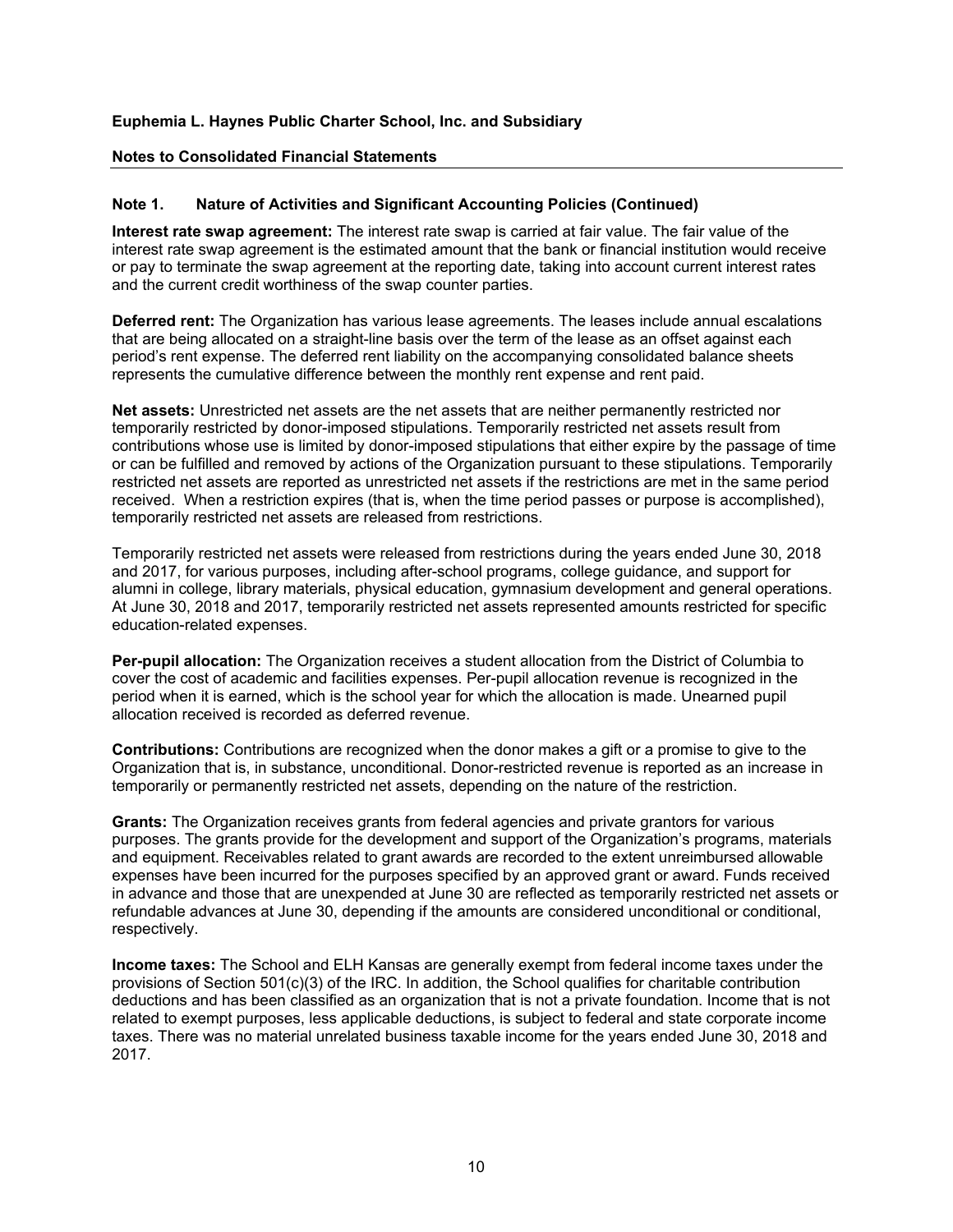**Euphemia L. Haynes Public Charter School, Inc. and Subsidiary**

**Notes to Consolidated Financial Statements**

## Note 1. Nature of Activities and Significant Accounting Policies (Continued)

**Interest rate swap agreement:** The interest rate swap is carried at fair value. The fair value of the interest rate swap agreement is the estimated amount that the bank or financial institution would receive or pay to terminate the swap agreement at the reporting date, taking into account current interest rates and the current credit worthiness of the swap counter parties.

**Deferred rent:** The Organization has various lease agreements. The leases include annual escalations that are being allocated on a straight-line basis over the term of the lease as an offset against each period's rent expense. The deferred rent liability on the accompanying consolidated balance sheets represents the cumulative difference between the monthly rent expense and rent paid.

**Net assets:** Unrestricted net assets are the net assets that are neither permanently restricted nor temporarily restricted by donor-imposed stipulations. Temporarily restricted net assets result from contributions whose use is limited by donor-imposed stipulations that either expire by the passage of time or can be fulfilled and removed by actions of the Organization pursuant to these stipulations. Temporarily restricted net assets are reported as unrestricted net assets if the restrictions are met in the same period received. When a restriction expires (that is, when the time period passes or purpose is accomplished), temporarily restricted net assets are released from restrictions.

Temporarily restricted net assets were released from restrictions during the years ended June 30, 2018 and 2017, for various purposes, including after-school programs, college guidance, and support for alumni in college, library materials, physical education, gymnasium development and general operations. At June 30, 2018 and 2017, temporarily restricted net assets represented amounts restricted for specific education-related expenses.

**Per-pupil allocation:** The Organization receives a student allocation from the District of Columbia to cover the cost of academic and facilities expenses. Per-pupil allocation revenue is recognized in the period when it is earned, which is the school year for which the allocation is made. Unearned pupil allocation received is recorded as deferred revenue.

**Contributions:** Contributions are recognized when the donor makes a gift or a promise to give to the Organization that is, in substance, unconditional. Donor-restricted revenue is reported as an increase in temporarily or permanently restricted net assets, depending on the nature of the restriction.

**Grants:** The Organization receives grants from federal agencies and private grantors for various purposes. The grants provide for the development and support of the Organization's programs, materials and equipment. Receivables related to grant awards are recorded to the extent unreimbursed allowable expenses have been incurred for the purposes specified by an approved grant or award. Funds received in advance and those that are unexpended at June 30 are reflected as temporarily restricted net assets or refundable advances at June 30, depending if the amounts are considered unconditional or conditional, respectively.

**Income taxes:** The School and ELH Kansas are generally exempt from federal income taxes under the provisions of Section 501(c)(3) of the IRC. In addition, the School qualifies for charitable contribution deductions and has been classified as an organization that is not a private foundation. Income that is not related to exempt purposes, less applicable deductions, is subject to federal and state corporate income taxes. There was no material unrelated business taxable income for the years ended June 30, 2018 and 2017.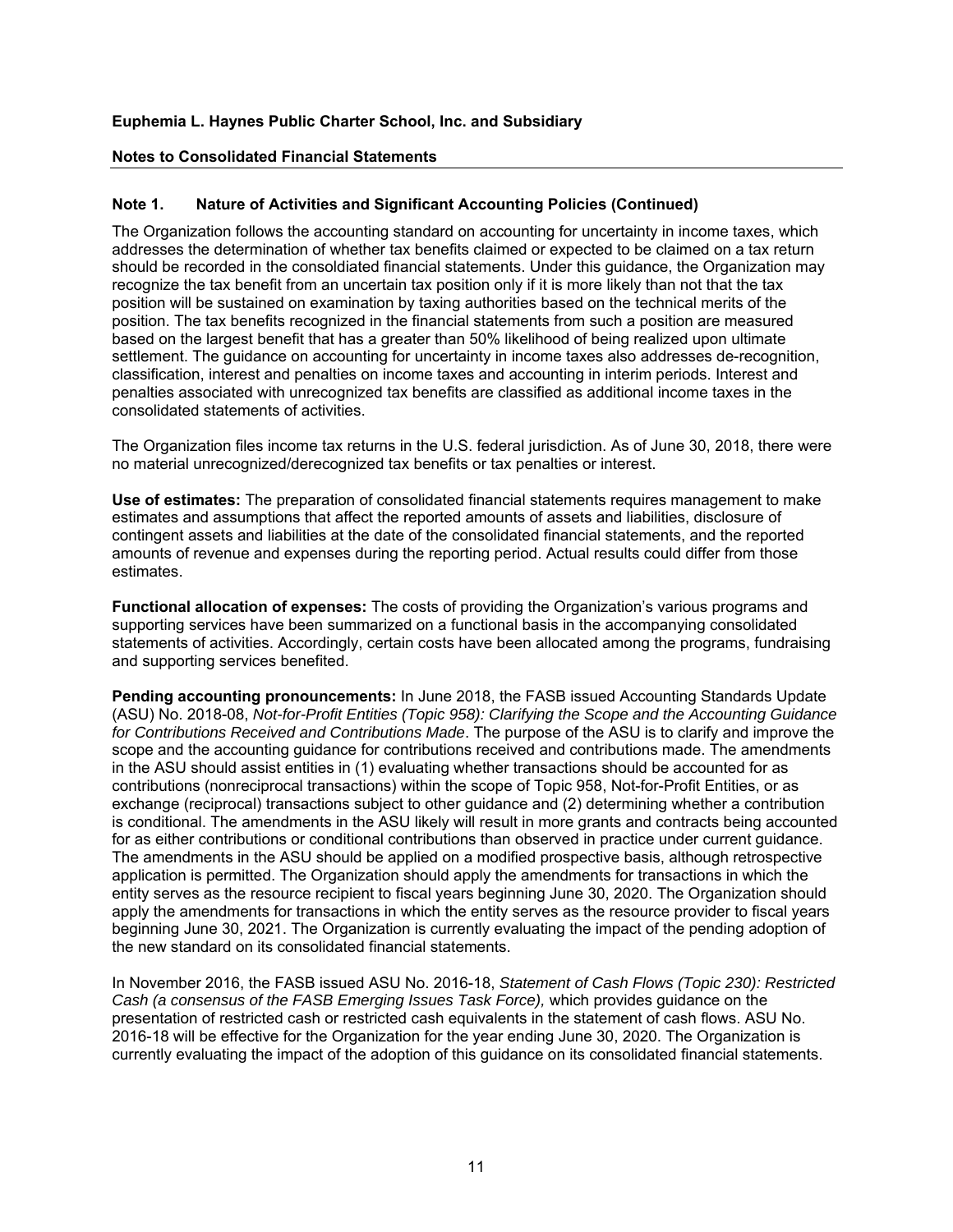**Euphemia L. Haynes Public Charter School, Inc. and Subsidiary**

**Notes to Consolidated Financial Statements**

## Note 1. Nature of Activities and Significant Accounting Policies (Continued)

The Organization follows the accounting standard on accounting for uncertainty in income taxes, which addresses the determination of whether tax benefits claimed or expected to be claimed on a tax return should be recorded in the consoldiated financial statements. Under this guidance, the Organization may recognize the tax benefit from an uncertain tax position only if it is more likely than not that the tax position will be sustained on examination by taxing authorities based on the technical merits of the position. The tax benefits recognized in the financial statements from such a position are measured based on the largest benefit that has a greater than 50% likelihood of being realized upon ultimate settlement. The guidance on accounting for uncertainty in income taxes also addresses de-recognition, classification, interest and penalties on income taxes and accounting in interim periods. Interest and penalties associated with unrecognized tax benefits are classified as additional income taxes in the consolidated statements of activities.

The Organization files income tax returns in the U.S. federal jurisdiction. As of June 30, 2018, there were no material unrecognized/derecognized tax benefits or tax penalties or interest.

**Use of estimates:** The preparation of consolidated financial statements requires management to make estimates and assumptions that affect the reported amounts of assets and liabilities, disclosure of contingent assets and liabilities at the date of the consolidated financial statements, and the reported amounts of revenue and expenses during the reporting period. Actual results could differ from those estimates.

**Functional allocation of expenses:** The costs of providing the Organization's various programs and supporting services have been summarized on a functional basis in the accompanying consolidated statements of activities. Accordingly, certain costs have been allocated among the programs, fundraising and supporting services benefited.

**Pending accounting pronouncements:** In June 2018, the FASB issued Accounting Standards Update (ASU) No. 2018-08, *Not-for-Profit Entities (Topic 958): Clarifying the Scope and the Accounting Guidance for Contributions Received and Contributions Made*. The purpose of the ASU is to clarify and improve the scope and the accounting guidance for contributions received and contributions made. The amendments in the ASU should assist entities in (1) evaluating whether transactions should be accounted for as contributions (nonreciprocal transactions) within the scope of Topic 958, Not-for-Profit Entities, or as exchange (reciprocal) transactions subject to other guidance and (2) determining whether a contribution is conditional. The amendments in the ASU likely will result in more grants and contracts being accounted for as either contributions or conditional contributions than observed in practice under current guidance. The amendments in the ASU should be applied on a modified prospective basis, although retrospective application is permitted. The Organization should apply the amendments for transactions in which the entity serves as the resource recipient to fiscal years beginning June 30, 2020. The Organization should apply the amendments for transactions in which the entity serves as the resource provider to fiscal years beginning June 30, 2021. The Organization is currently evaluating the impact of the pending adoption of the new standard on its consolidated financial statements.

In November 2016, the FASB issued ASU No. 2016-18, *Statement of Cash Flows (Topic 230): Restricted Cash (a consensus of the FASB Emerging Issues Task Force),* which provides guidance on the presentation of restricted cash or restricted cash equivalents in the statement of cash flows. ASU No. 2016-18 will be effective for the Organization for the year ending June 30, 2020. The Organization is currently evaluating the impact of the adoption of this guidance on its consolidated financial statements.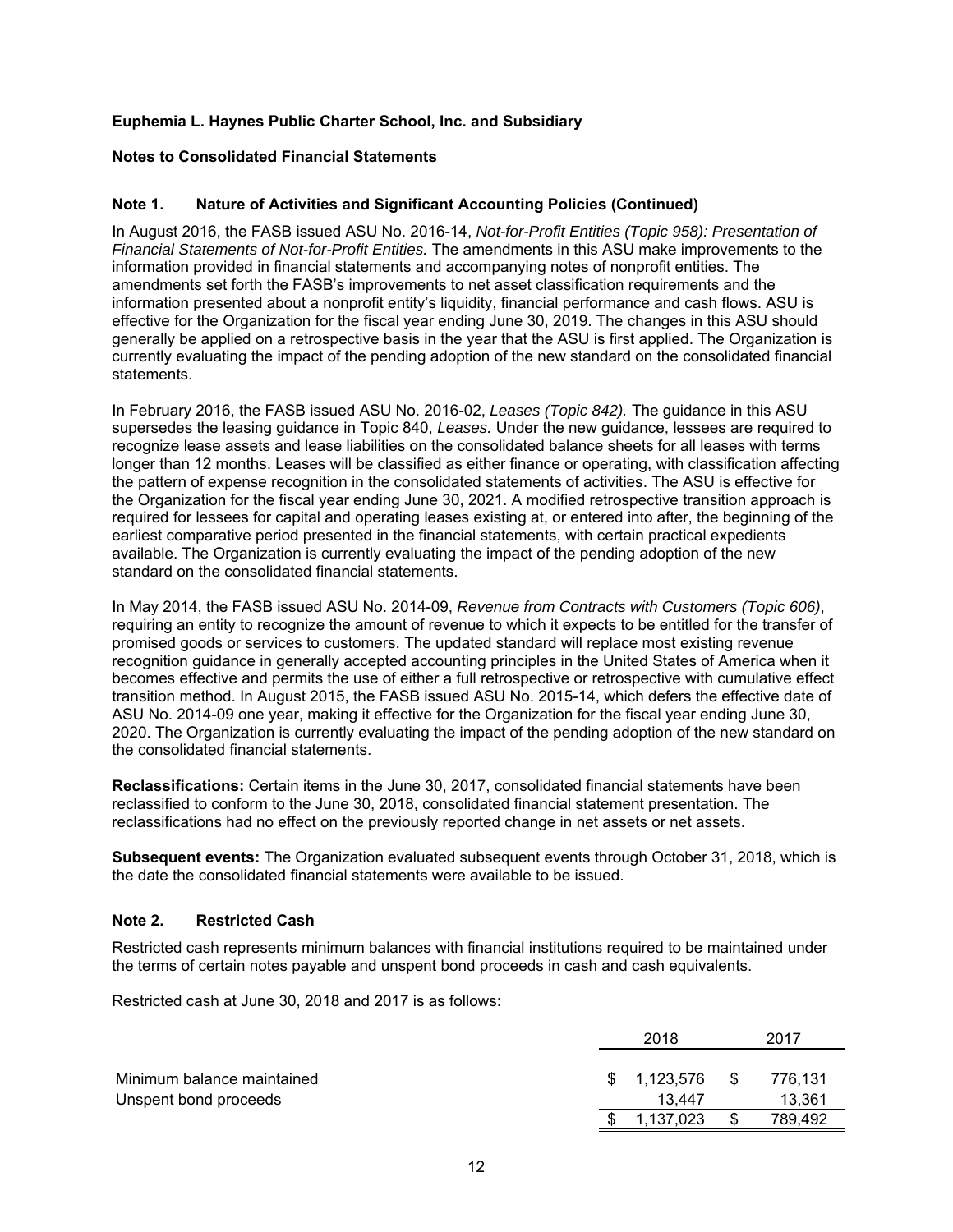**Euphemia L. Haynes Public Charter School, Inc. and Subsidiary**

**Notes to Consolidated Financial Statements**

## Note 1. Nature of Activities and Significant Accounting Policies (Continued)

In August 2016, the FASB issued ASU No. 2016-14, *Not-for-Profit Entities (Topic 958): Presentation of Financial Statements of Not-for-Profit Entities.* The amendments in this ASU make improvements to the information provided in financial statements and accompanying notes of nonprofit entities. The amendments set forth the FASB's improvements to net asset classification requirements and the information presented about a nonprofit entity's liquidity, financial performance and cash flows. ASU is effective for the Organization for the fiscal year ending June 30, 2019. The changes in this ASU should generally be applied on a retrospective basis in the year that the ASU is first applied. The Organization is currently evaluating the impact of the pending adoption of the new standard on the consolidated financial statements.

In February 2016, the FASB issued ASU No. 2016-02, *Leases (Topic 842).* The guidance in this ASU supersedes the leasing guidance in Topic 840, *Leases.* Under the new guidance, lessees are required to recognize lease assets and lease liabilities on the consolidated balance sheets for all leases with terms longer than 12 months. Leases will be classified as either finance or operating, with classification affecting the pattern of expense recognition in the consolidated statements of activities. The ASU is effective for the Organization for the fiscal year ending June 30, 2021. A modified retrospective transition approach is required for lessees for capital and operating leases existing at, or entered into after, the beginning of the earliest comparative period presented in the financial statements, with certain practical expedients available. The Organization is currently evaluating the impact of the pending adoption of the new standard on the consolidated financial statements.

In May 2014, the FASB issued ASU No. 2014-09, *Revenue from Contracts with Customers (Topic 606)*, requiring an entity to recognize the amount of revenue to which it expects to be entitled for the transfer of promised goods or services to customers. The updated standard will replace most existing revenue recognition guidance in generally accepted accounting principles in the United States of America when it becomes effective and permits the use of either a full retrospective or retrospective with cumulative effect transition method. In August 2015, the FASB issued ASU No. 2015-14, which defers the effective date of ASU No. 2014-09 one year, making it effective for the Organization for the fiscal year ending June 30, 2020. The Organization is currently evaluating the impact of the pending adoption of the new standard on the consolidated financial statements.

**Reclassifications:** Certain items in the June 30, 2017, consolidated financial statements have been reclassified to conform to the June 30, 2018, consolidated financial statement presentation. The reclassifications had no effect on the previously reported change in net assets or net assets.

**Subsequent events:** The Organization evaluated subsequent events through October 31, 2018, which is the date the consolidated financial statements were available to be issued.

## Note 2. Restricted Cash

Restricted cash represents minimum balances with financial institutions required to be maintained under the terms of certain notes payable and unspent bond proceeds in cash and cash equivalents.

Restricted cash at June 30, 2018 and 2017 is as follows:

| | 2018 | 2017 |
|---|---|---|
| Minimum balance maintained | $ 1,123,576 | $ 776,131 |
| Unspent bond proceeds | 13,447 | 13,361 |
| | $ 1,137,023 | $ 789,492 |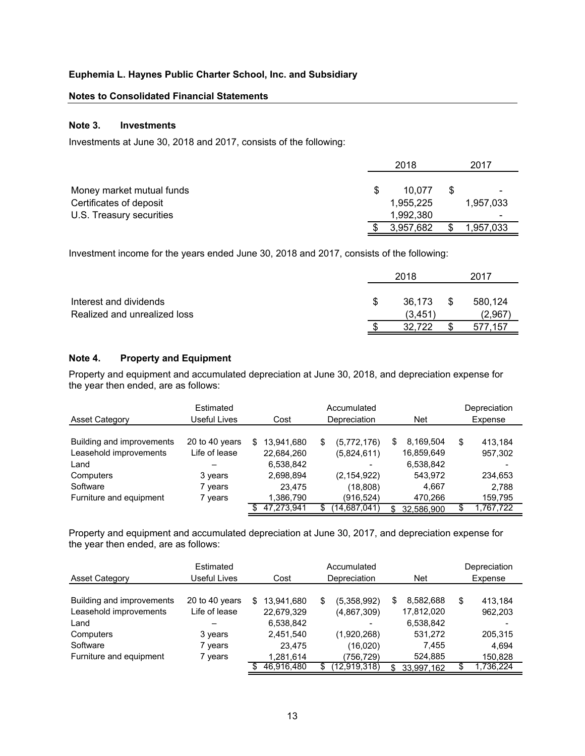**Euphemia L. Haynes Public Charter School, Inc. and Subsidiary**

**Notes to Consolidated Financial Statements**

### Note 3. Investments

Investments at June 30, 2018 and 2017, consists of the following:

| | 2018 | 2017 |
|---|---|---|
| Money market mutual funds | $ 10,077 | $ - |
| Certificates of deposit | 1,955,225 | 1,957,033 |
| U.S. Treasury securities | 1,992,380 | - |
| | $ 3,957,682 | $ 1,957,033 |

Investment income for the years ended June 30, 2018 and 2017, consists of the following:

| | 2018 | 2017 |
|---|---|---|
| Interest and dividends | $ 36,173 | $ 580,124 |
| Realized and unrealized loss | (3,451) | (2,967) |
| | $ 32,722 | $ 577,157 |

### Note 4. Property and Equipment

Property and equipment and accumulated depreciation at June 30, 2018, and depreciation expense for the year then ended, are as follows:

| Asset Category | Estimated Useful Lives | Cost | Accumulated Depreciation | Net | Depreciation Expense |
|---|---|---|---|---|---|
| Building and improvements | 20 to 40 years | $ 13,941,680 | $ (5,772,176) | $ 8,169,504 | $ 413,184 |
| Leasehold improvements | Life of lease | 22,684,260 | (5,824,611) | 16,859,649 | 957,302 |
| Land | – | 6,538,842 | - | 6,538,842 | - |
| Computers | 3 years | 2,698,894 | (2,154,922) | 543,972 | 234,653 |
| Software | 7 years | 23,475 | (18,808) | 4,667 | 2,788 |
| Furniture and equipment | 7 years | 1,386,790 | (916,524) | 470,266 | 159,795 |
| | | $ 47,273,941 | $ (14,687,041) | $ 32,586,900 | $ 1,767,722 |

Property and equipment and accumulated depreciation at June 30, 2017, and depreciation expense for the year then ended, are as follows:

| Asset Category | Estimated Useful Lives | Cost | Accumulated Depreciation | Net | Depreciation Expense |
|---|---|---|---|---|---|
| Building and improvements | 20 to 40 years | $ 13,941,680 | $ (5,358,992) | $ 8,582,688 | $ 413,184 |
| Leasehold improvements | Life of lease | 22,679,329 | (4,867,309) | 17,812,020 | 962,203 |
| Land | – | 6,538,842 | - | 6,538,842 | - |
| Computers | 3 years | 2,451,540 | (1,920,268) | 531,272 | 205,315 |
| Software | 7 years | 23,475 | (16,020) | 7,455 | 4,694 |
| Furniture and equipment | 7 years | 1,281,614 | (756,729) | 524,885 | 150,828 |
| | | $ 46,916,480 | $ (12,919,318) | $ 33,997,162 | $ 1,736,224 |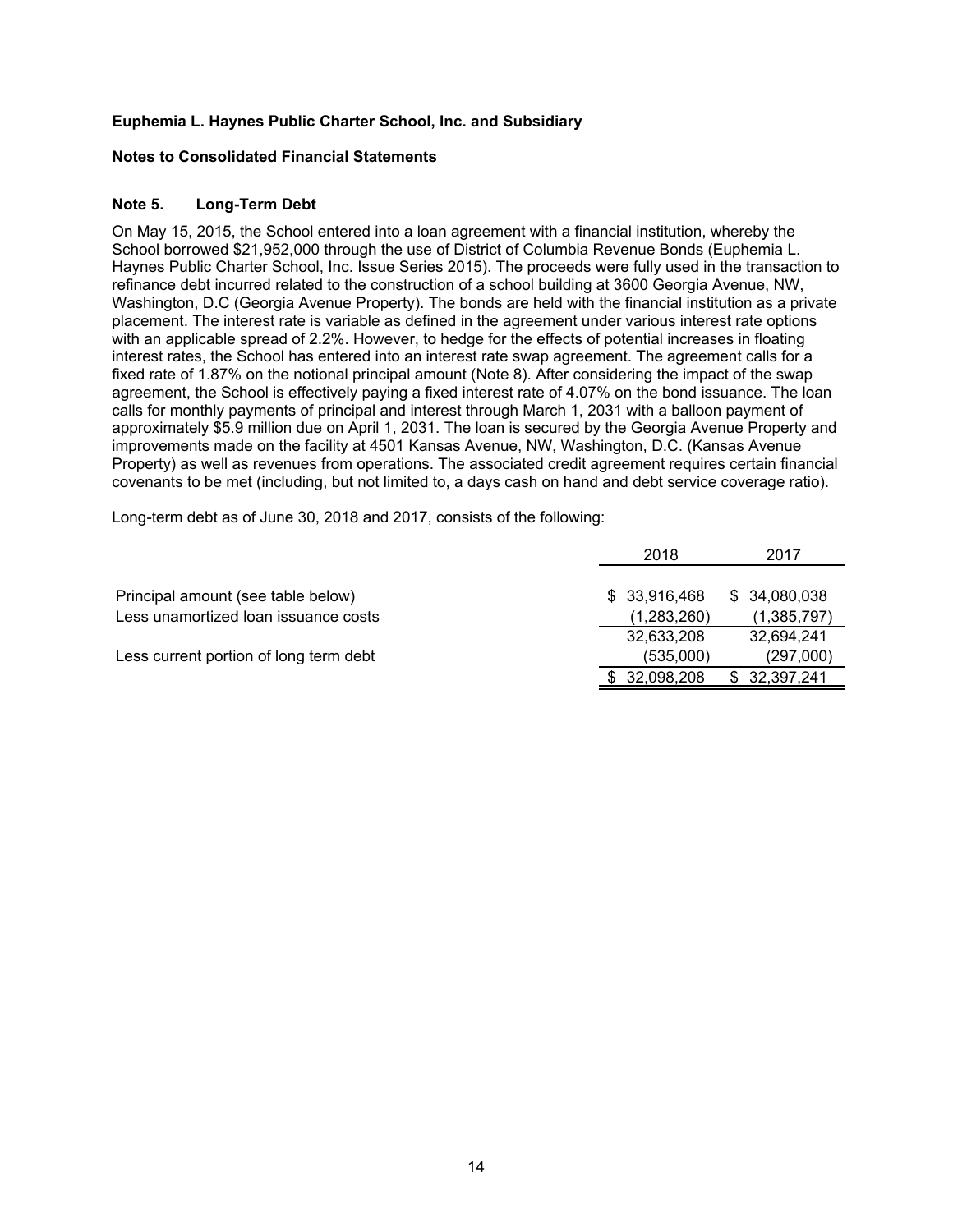**Euphemia L. Haynes Public Charter School, Inc. and Subsidiary**

**Notes to Consolidated Financial Statements**

### Note 5. Long-Term Debt

On May 15, 2015, the School entered into a loan agreement with a financial institution, whereby the School borrowed $21,952,000 through the use of District of Columbia Revenue Bonds (Euphemia L. Haynes Public Charter School, Inc. Issue Series 2015). The proceeds were fully used in the transaction to refinance debt incurred related to the construction of a school building at 3600 Georgia Avenue, NW, Washington, D.C (Georgia Avenue Property). The bonds are held with the financial institution as a private placement. The interest rate is variable as defined in the agreement under various interest rate options with an applicable spread of 2.2%. However, to hedge for the effects of potential increases in floating interest rates, the School has entered into an interest rate swap agreement. The agreement calls for a fixed rate of 1.87% on the notional principal amount (Note 8). After considering the impact of the swap agreement, the School is effectively paying a fixed interest rate of 4.07% on the bond issuance. The loan calls for monthly payments of principal and interest through March 1, 2031 with a balloon payment of approximately $5.9 million due on April 1, 2031. The loan is secured by the Georgia Avenue Property and improvements made on the facility at 4501 Kansas Avenue, NW, Washington, D.C. (Kansas Avenue Property) as well as revenues from operations. The associated credit agreement requires certain financial covenants to be met (including, but not limited to, a days cash on hand and debt service coverage ratio).

Long-term debt as of June 30, 2018 and 2017, consists of the following:

| | 2018 | 2017 |
|---|---|---|
| Principal amount (see table below) | $ 33,916,468 | $ 34,080,038 |
| Less unamortized loan issuance costs | (1,283,260) | (1,385,797) |
| | 32,633,208 | 32,694,241 |
| Less current portion of long term debt | (535,000) | (297,000) |
| | $ 32,098,208 | $ 32,397,241 |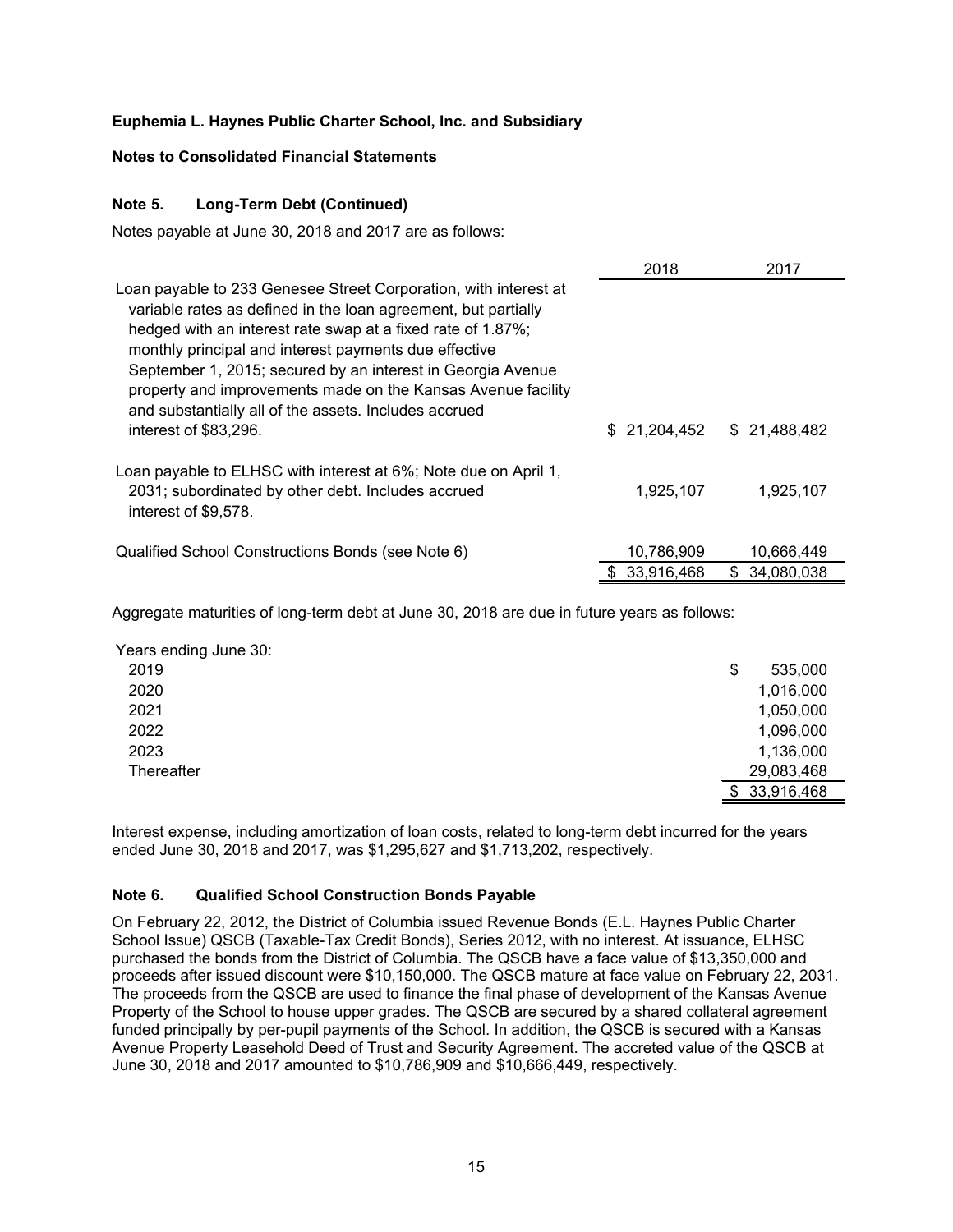**Euphemia L. Haynes Public Charter School, Inc. and Subsidiary**

**Notes to Consolidated Financial Statements**

### Note 5. Long-Term Debt (Continued)

Notes payable at June 30, 2018 and 2017 are as follows:

| | 2018 | 2017 |
|---|---|---|
| Loan payable to 233 Genesee Street Corporation, with interest at variable rates as defined in the loan agreement, but partially hedged with an interest rate swap at a fixed rate of 1.87%; monthly principal and interest payments due effective September 1, 2015; secured by an interest in Georgia Avenue property and improvements made on the Kansas Avenue facility and substantially all of the assets. Includes accrued interest of $83,296. | $ 21,204,452 | $ 21,488,482 |
| Loan payable to ELHSC with interest at 6%; Note due on April 1, 2031; subordinated by other debt. Includes accrued interest of $9,578. | 1,925,107 | 1,925,107 |
| Qualified School Constructions Bonds (see Note 6) | 10,786,909 | 10,666,449 |
| | $ 33,916,468 | $ 34,080,038 |

Aggregate maturities of long-term debt at June 30, 2018 are due in future years as follows:

| Years ending June 30: | |
|---|---|
| 2019 | $ 535,000 |
| 2020 | 1,016,000 |
| 2021 | 1,050,000 |
| 2022 | 1,096,000 |
| 2023 | 1,136,000 |
| Thereafter | 29,083,468 |
| | $ 33,916,468 |

Interest expense, including amortization of loan costs, related to long-term debt incurred for the years ended June 30, 2018 and 2017, was $1,295,627 and $1,713,202, respectively.

### Note 6. Qualified School Construction Bonds Payable

On February 22, 2012, the District of Columbia issued Revenue Bonds (E.L. Haynes Public Charter School Issue) QSCB (Taxable-Tax Credit Bonds), Series 2012, with no interest. At issuance, ELHSC purchased the bonds from the District of Columbia. The QSCB have a face value of $13,350,000 and proceeds after issued discount were $10,150,000. The QSCB mature at face value on February 22, 2031. The proceeds from the QSCB are used to finance the final phase of development of the Kansas Avenue Property of the School to house upper grades. The QSCB are secured by a shared collateral agreement funded principally by per-pupil payments of the School. In addition, the QSCB is secured with a Kansas Avenue Property Leasehold Deed of Trust and Security Agreement. The accreted value of the QSCB at June 30, 2018 and 2017 amounted to $10,786,909 and $10,666,449, respectively.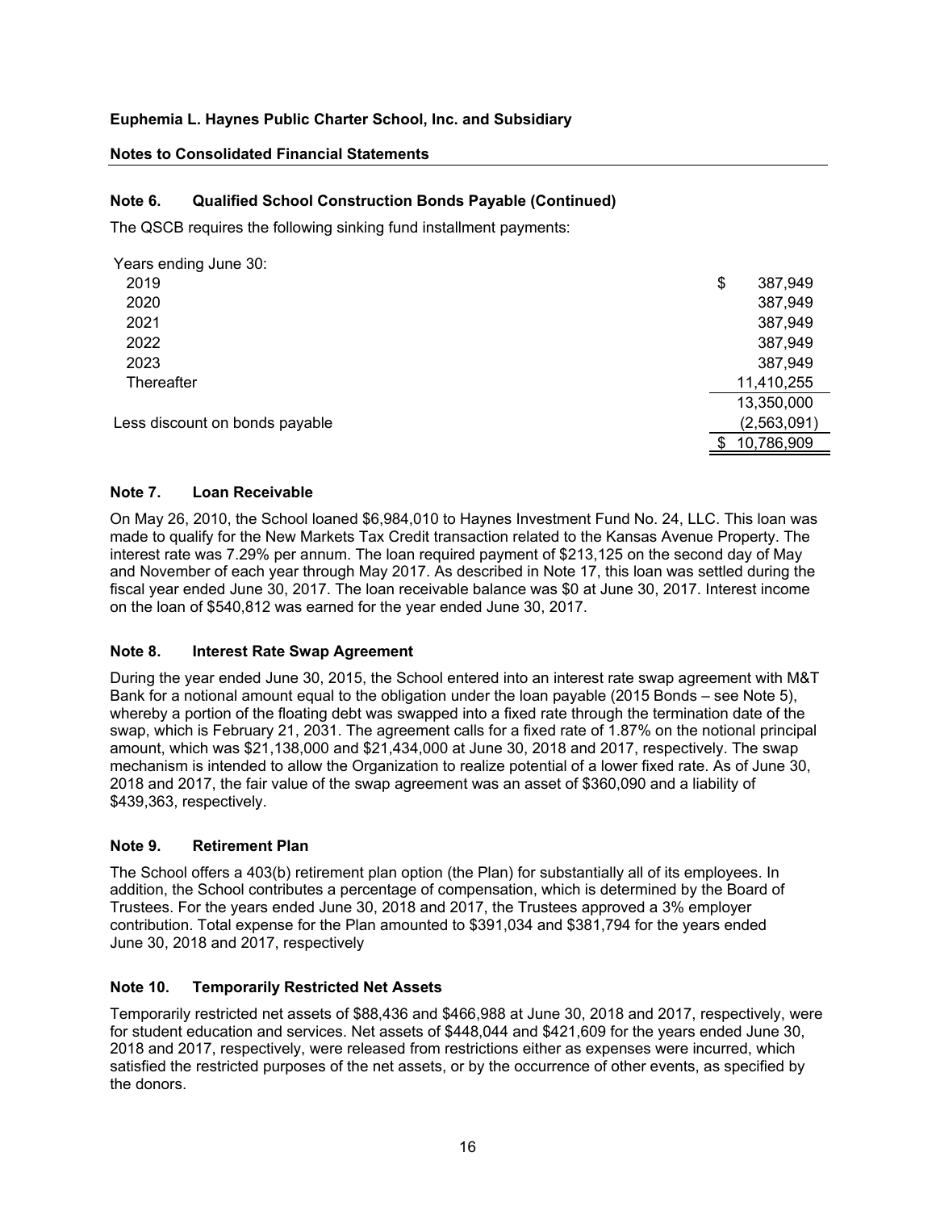**Euphemia L. Haynes Public Charter School, Inc. and Subsidiary**

**Notes to Consolidated Financial Statements**

### Note 6. Qualified School Construction Bonds Payable (Continued)

The QSCB requires the following sinking fund installment payments:

| | |
|---|---|
| Years ending June 30: | |
| 2019 | $ 387,949 |
| 2020 | 387,949 |
| 2021 | 387,949 |
| 2022 | 387,949 |
| 2023 | 387,949 |
| Thereafter | 11,410,255 |
| | 13,350,000 |
| Less discount on bonds payable | (2,563,091) |
| | $ 10,786,909 |

### Note 7. Loan Receivable

On May 26, 2010, the School loaned $6,984,010 to Haynes Investment Fund No. 24, LLC. This loan was made to qualify for the New Markets Tax Credit transaction related to the Kansas Avenue Property. The interest rate was 7.29% per annum. The loan required payment of $213,125 on the second day of May and November of each year through May 2017. As described in Note 17, this loan was settled during the fiscal year ended June 30, 2017. The loan receivable balance was $0 at June 30, 2017. Interest income on the loan of $540,812 was earned for the year ended June 30, 2017.

### Note 8. Interest Rate Swap Agreement

During the year ended June 30, 2015, the School entered into an interest rate swap agreement with M&T Bank for a notional amount equal to the obligation under the loan payable (2015 Bonds – see Note 5), whereby a portion of the floating debt was swapped into a fixed rate through the termination date of the swap, which is February 21, 2031. The agreement calls for a fixed rate of 1.87% on the notional principal amount, which was $21,138,000 and $21,434,000 at June 30, 2018 and 2017, respectively. The swap mechanism is intended to allow the Organization to realize potential of a lower fixed rate. As of June 30, 2018 and 2017, the fair value of the swap agreement was an asset of $360,090 and a liability of $439,363, respectively.

### Note 9. Retirement Plan

The School offers a 403(b) retirement plan option (the Plan) for substantially all of its employees. In addition, the School contributes a percentage of compensation, which is determined by the Board of Trustees. For the years ended June 30, 2018 and 2017, the Trustees approved a 3% employer contribution. Total expense for the Plan amounted to $391,034 and $381,794 for the years ended June 30, 2018 and 2017, respectively

### Note 10. Temporarily Restricted Net Assets

Temporarily restricted net assets of $88,436 and $466,988 at June 30, 2018 and 2017, respectively, were for student education and services. Net assets of $448,044 and $421,609 for the years ended June 30, 2018 and 2017, respectively, were released from restrictions either as expenses were incurred, which satisfied the restricted purposes of the net assets, or by the occurrence of other events, as specified by the donors.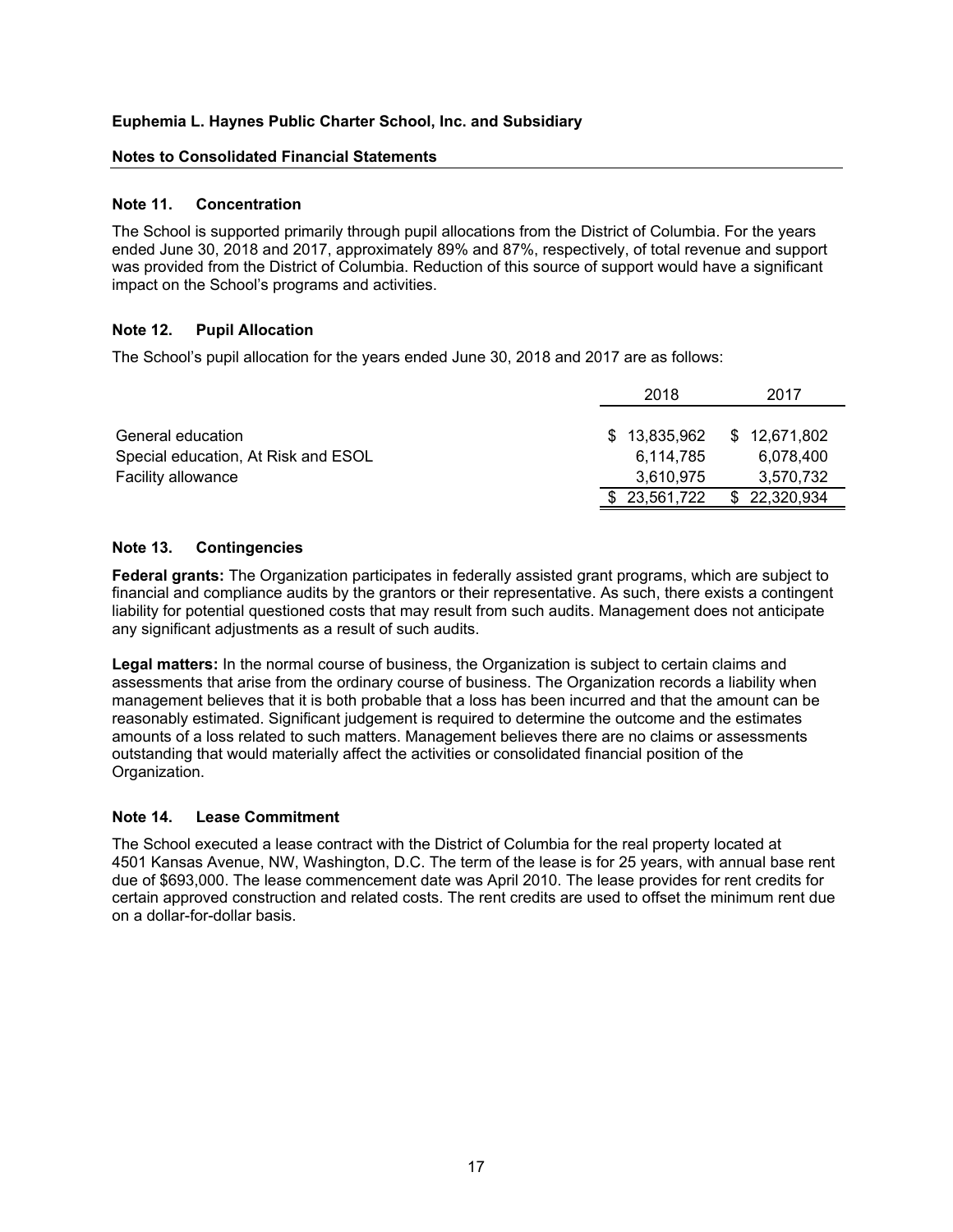**Euphemia L. Haynes Public Charter School, Inc. and Subsidiary**

**Notes to Consolidated Financial Statements**

### Note 11. Concentration

The School is supported primarily through pupil allocations from the District of Columbia. For the years ended June 30, 2018 and 2017, approximately 89% and 87%, respectively, of total revenue and support was provided from the District of Columbia. Reduction of this source of support would have a significant impact on the School's programs and activities.

### Note 12. Pupil Allocation

The School's pupil allocation for the years ended June 30, 2018 and 2017 are as follows:

| | 2018 | 2017 |
|---|---|---|
| General education | $ 13,835,962 | $ 12,671,802 |
| Special education, At Risk and ESOL | 6,114,785 | 6,078,400 |
| Facility allowance | 3,610,975 | 3,570,732 |
| | $ 23,561,722 | $ 22,320,934 |

### Note 13. Contingencies

**Federal grants:** The Organization participates in federally assisted grant programs, which are subject to financial and compliance audits by the grantors or their representative. As such, there exists a contingent liability for potential questioned costs that may result from such audits. Management does not anticipate any significant adjustments as a result of such audits.

**Legal matters:** In the normal course of business, the Organization is subject to certain claims and assessments that arise from the ordinary course of business. The Organization records a liability when management believes that it is both probable that a loss has been incurred and that the amount can be reasonably estimated. Significant judgement is required to determine the outcome and the estimates amounts of a loss related to such matters. Management believes there are no claims or assessments outstanding that would materially affect the activities or consolidated financial position of the Organization.

### Note 14. Lease Commitment

The School executed a lease contract with the District of Columbia for the real property located at 4501 Kansas Avenue, NW, Washington, D.C. The term of the lease is for 25 years, with annual base rent due of $693,000. The lease commencement date was April 2010. The lease provides for rent credits for certain approved construction and related costs. The rent credits are used to offset the minimum rent due on a dollar-for-dollar basis.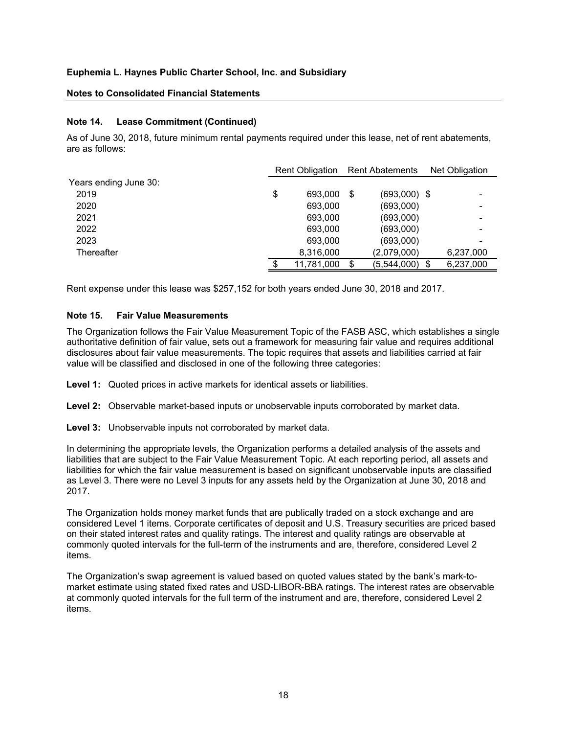**Euphemia L. Haynes Public Charter School, Inc. and Subsidiary**

**Notes to Consolidated Financial Statements**

### Note 14. Lease Commitment (Continued)

As of June 30, 2018, future minimum rental payments required under this lease, net of rent abatements, are as follows:

| | Rent Obligation | Rent Abatements | Net Obligation |
|---|---|---|---|
| Years ending June 30: | | | |
| 2019 | $ 693,000 | $ (693,000) | $ - |
| 2020 | 693,000 | (693,000) | - |
| 2021 | 693,000 | (693,000) | - |
| 2022 | 693,000 | (693,000) | - |
| 2023 | 693,000 | (693,000) | - |
| Thereafter | 8,316,000 | (2,079,000) | 6,237,000 |
| | $ 11,781,000 | $ (5,544,000) | $ 6,237,000 |

Rent expense under this lease was $257,152 for both years ended June 30, 2018 and 2017.

### Note 15. Fair Value Measurements

The Organization follows the Fair Value Measurement Topic of the FASB ASC, which establishes a single authoritative definition of fair value, sets out a framework for measuring fair value and requires additional disclosures about fair value measurements. The topic requires that assets and liabilities carried at fair value will be classified and disclosed in one of the following three categories:

**Level 1:** Quoted prices in active markets for identical assets or liabilities.

**Level 2:** Observable market-based inputs or unobservable inputs corroborated by market data.

**Level 3:** Unobservable inputs not corroborated by market data.

In determining the appropriate levels, the Organization performs a detailed analysis of the assets and liabilities that are subject to the Fair Value Measurement Topic. At each reporting period, all assets and liabilities for which the fair value measurement is based on significant unobservable inputs are classified as Level 3. There were no Level 3 inputs for any assets held by the Organization at June 30, 2018 and 2017.

The Organization holds money market funds that are publically traded on a stock exchange and are considered Level 1 items. Corporate certificates of deposit and U.S. Treasury securities are priced based on their stated interest rates and quality ratings. The interest and quality ratings are observable at commonly quoted intervals for the full-term of the instruments and are, therefore, considered Level 2 items.

The Organization's swap agreement is valued based on quoted values stated by the bank's mark-to-market estimate using stated fixed rates and USD-LIBOR-BBA ratings. The interest rates are observable at commonly quoted intervals for the full term of the instrument and are, therefore, considered Level 2 items.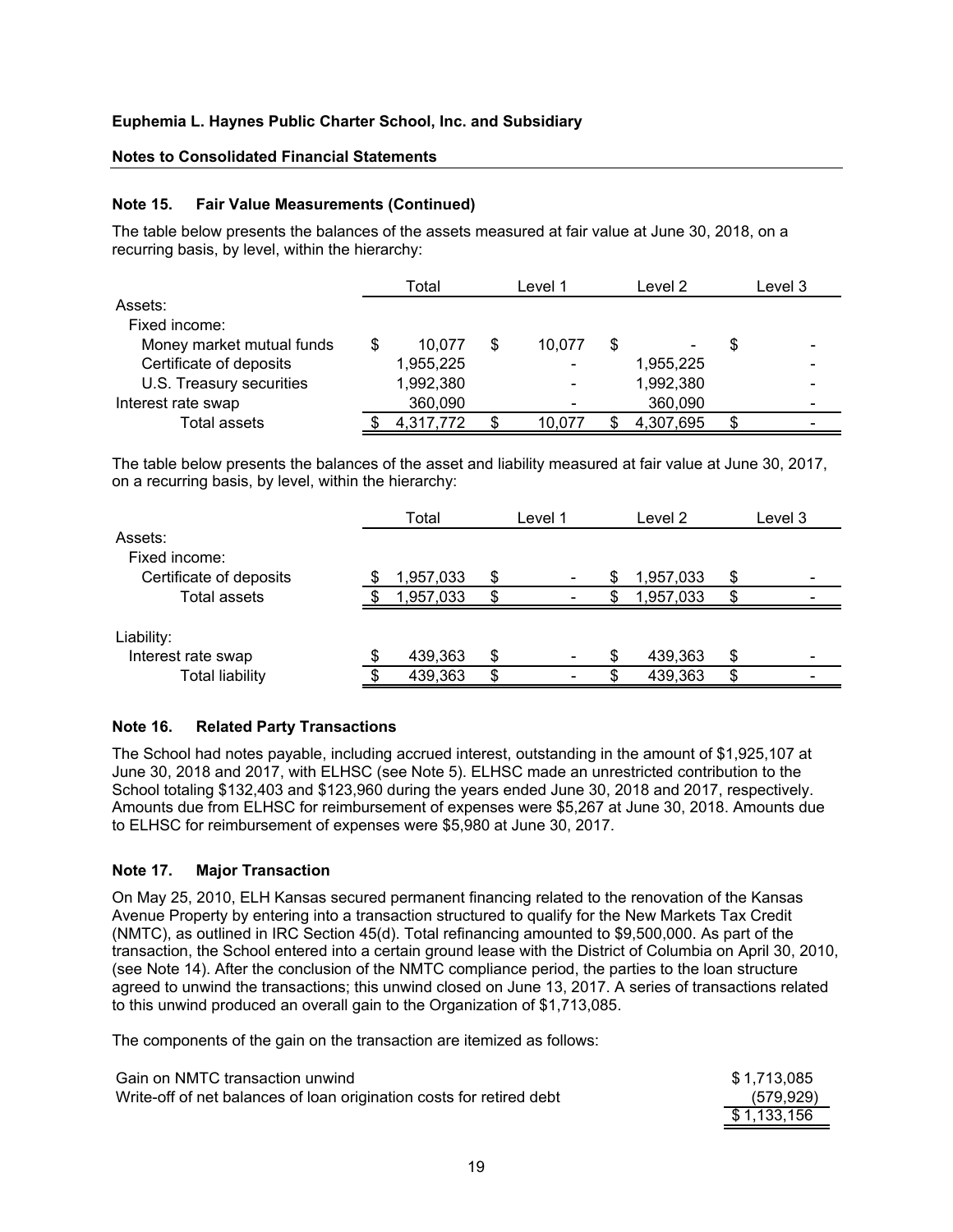**Euphemia L. Haynes Public Charter School, Inc. and Subsidiary**

**Notes to Consolidated Financial Statements**

**Note 15. Fair Value Measurements (Continued)**

The table below presents the balances of the assets measured at fair value at June 30, 2018, on a recurring basis, by level, within the hierarchy:

| | Total | Level 1 | Level 2 | Level 3 |
|---|---|---|---|---|
| Assets: | | | | |
| Fixed income: | | | | |
| Money market mutual funds | $ 10,077 | $ 10,077 | $ - | $ - |
| Certificate of deposits | 1,955,225 | - | 1,955,225 | - |
| U.S. Treasury securities | 1,992,380 | - | 1,992,380 | - |
| Interest rate swap | 360,090 | - | 360,090 | - |
| Total assets | $ 4,317,772 | $ 10,077 | $ 4,307,695 | $ - |

The table below presents the balances of the asset and liability measured at fair value at June 30, 2017, on a recurring basis, by level, within the hierarchy:

| | Total | Level 1 | Level 2 | Level 3 |
|---|---|---|---|---|
| Assets: | | | | |
| Fixed income: | | | | |
| Certificate of deposits | $ 1,957,033 | $ - | $ 1,957,033 | $ - |
| Total assets | $ 1,957,033 | $ - | $ 1,957,033 | $ - |
| Liability: | | | | |
| Interest rate swap | $ 439,363 | $ - | $ 439,363 | $ - |
| Total liability | $ 439,363 | $ - | $ 439,363 | $ - |

**Note 16. Related Party Transactions**

The School had notes payable, including accrued interest, outstanding in the amount of $1,925,107 at June 30, 2018 and 2017, with ELHSC (see Note 5). ELHSC made an unrestricted contribution to the School totaling $132,403 and $123,960 during the years ended June 30, 2018 and 2017, respectively. Amounts due from ELHSC for reimbursement of expenses were $5,267 at June 30, 2018. Amounts due to ELHSC for reimbursement of expenses were $5,980 at June 30, 2017.

**Note 17. Major Transaction**

On May 25, 2010, ELH Kansas secured permanent financing related to the renovation of the Kansas Avenue Property by entering into a transaction structured to qualify for the New Markets Tax Credit (NMTC), as outlined in IRC Section 45(d). Total refinancing amounted to $9,500,000. As part of the transaction, the School entered into a certain ground lease with the District of Columbia on April 30, 2010, (see Note 14). After the conclusion of the NMTC compliance period, the parties to the loan structure agreed to unwind the transactions; this unwind closed on June 13, 2017. A series of transactions related to this unwind produced an overall gain to the Organization of $1,713,085.

The components of the gain on the transaction are itemized as follows:

| | |
|---|---|
| Gain on NMTC transaction unwind | $ 1,713,085 |
| Write-off of net balances of loan origination costs for retired debt | (579,929) |
| | $ 1,133,156 |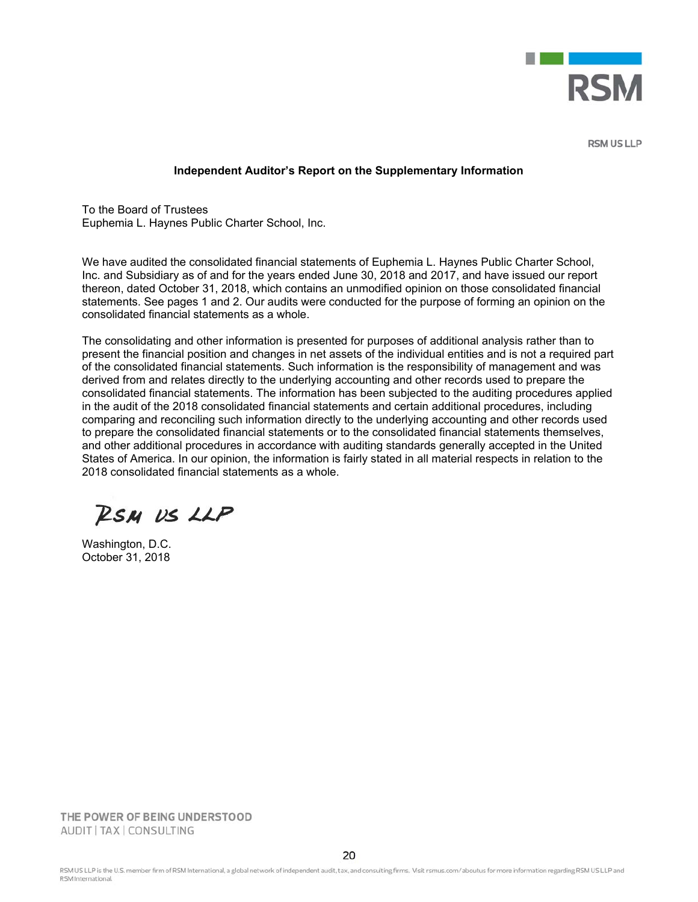RSM US LLP

## Independent Auditor's Report on the Supplementary Information

To the Board of Trustees
Euphemia L. Haynes Public Charter School, Inc.

We have audited the consolidated financial statements of Euphemia L. Haynes Public Charter School, Inc. and Subsidiary as of and for the years ended June 30, 2018 and 2017, and have issued our report thereon, dated October 31, 2018, which contains an unmodified opinion on those consolidated financial statements. See pages 1 and 2. Our audits were conducted for the purpose of forming an opinion on the consolidated financial statements as a whole.

The consolidating and other information is presented for purposes of additional analysis rather than to present the financial position and changes in net assets of the individual entities and is not a required part of the consolidated financial statements. Such information is the responsibility of management and was derived from and relates directly to the underlying accounting and other records used to prepare the consolidated financial statements. The information has been subjected to the auditing procedures applied in the audit of the 2018 consolidated financial statements and certain additional procedures, including comparing and reconciling such information directly to the underlying accounting and other records used to prepare the consolidated financial statements or to the consolidated financial statements themselves, and other additional procedures in accordance with auditing standards generally accepted in the United States of America. In our opinion, the information is fairly stated in all material respects in relation to the 2018 consolidated financial statements as a whole.

RSM US LLP

Washington, D.C.
October 31, 2018

THE POWER OF BEING UNDERSTOOD
AUDIT | TAX | CONSULTING

RSM US LLP is the U.S. member firm of RSM International, a global network of independent audit, tax, and consulting firms. Visit rsmus.com/aboutus for more information regarding RSM US LLP and RSM International.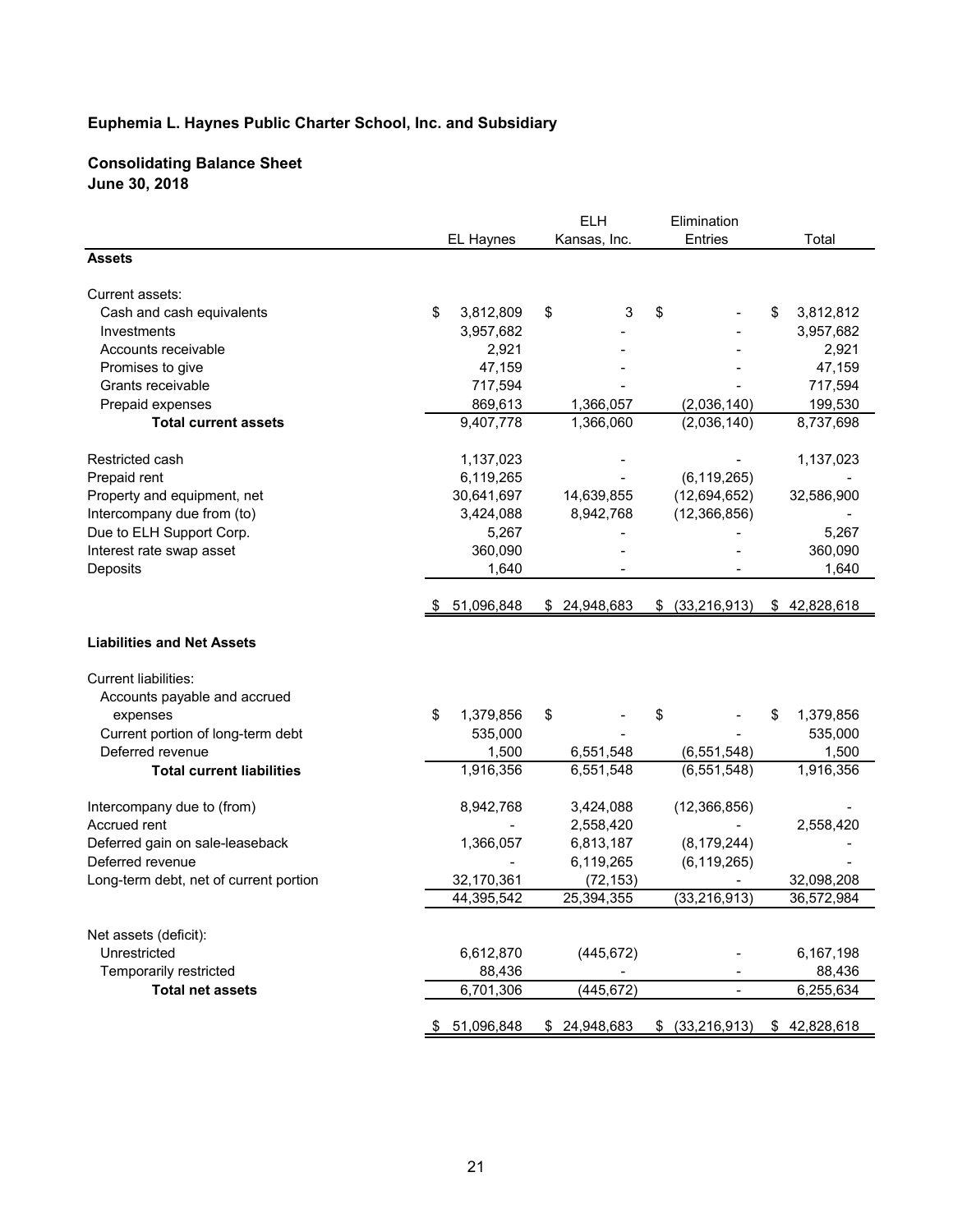**Euphemia L. Haynes Public Charter School, Inc. and Subsidiary**

**Consolidating Balance Sheet**
**June 30, 2018**

| | EL Haynes | ELH Kansas, Inc. | Elimination Entries | Total |
|---|---|---|---|---|
| **Assets** | | | | |
| Current assets: | | | | |
| Cash and cash equivalents | $ 3,812,809 | $ 3 | $ - | $ 3,812,812 |
| Investments | 3,957,682 | - | - | 3,957,682 |
| Accounts receivable | 2,921 | - | - | 2,921 |
| Promises to give | 47,159 | - | - | 47,159 |
| Grants receivable | 717,594 | - | - | 717,594 |
| Prepaid expenses | 869,613 | 1,366,057 | (2,036,140) | 199,530 |
| **Total current assets** | 9,407,778 | 1,366,060 | (2,036,140) | 8,737,698 |
| Restricted cash | 1,137,023 | - | - | 1,137,023 |
| Prepaid rent | 6,119,265 | - | (6,119,265) | - |
| Property and equipment, net | 30,641,697 | 14,639,855 | (12,694,652) | 32,586,900 |
| Intercompany due from (to) | 3,424,088 | 8,942,768 | (12,366,856) | - |
| Due to ELH Support Corp. | 5,267 | - | - | 5,267 |
| Interest rate swap asset | 360,090 | - | - | 360,090 |
| Deposits | 1,640 | - | - | 1,640 |
| | $ 51,096,848 | $ 24,948,683 | $ (33,216,913) | $ 42,828,618 |
| **Liabilities and Net Assets** | | | | |
| Current liabilities: | | | | |
| Accounts payable and accrued expenses | $ 1,379,856 | $ - | $ - | $ 1,379,856 |
| Current portion of long-term debt | 535,000 | - | - | 535,000 |
| Deferred revenue | 1,500 | 6,551,548 | (6,551,548) | 1,500 |
| **Total current liabilities** | 1,916,356 | 6,551,548 | (6,551,548) | 1,916,356 |
| Intercompany due to (from) | 8,942,768 | 3,424,088 | (12,366,856) | - |
| Accrued rent | - | 2,558,420 | - | 2,558,420 |
| Deferred gain on sale-leaseback | 1,366,057 | 6,813,187 | (8,179,244) | - |
| Deferred revenue | - | 6,119,265 | (6,119,265) | - |
| Long-term debt, net of current portion | 32,170,361 | (72,153) | - | 32,098,208 |
| | 44,395,542 | 25,394,355 | (33,216,913) | 36,572,984 |
| Net assets (deficit): | | | | |
| Unrestricted | 6,612,870 | (445,672) | - | 6,167,198 |
| Temporarily restricted | 88,436 | - | - | 88,436 |
| **Total net assets** | 6,701,306 | (445,672) | - | 6,255,634 |
| | $ 51,096,848 | $ 24,948,683 | $ (33,216,913) | $ 42,828,618 |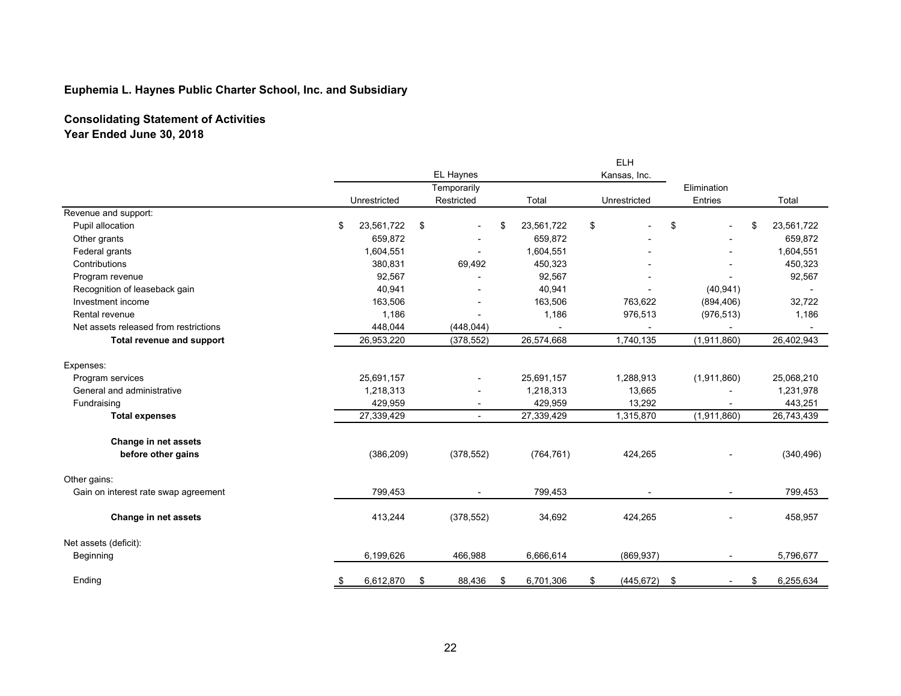**Euphemia L. Haynes Public Charter School, Inc. and Subsidiary**

**Consolidating Statement of Activities**
**Year Ended June 30, 2018**

| | EL Haynes | | | ELH Kansas, Inc. | | |
|---|---|---|---|---|---|---|
| | Unrestricted | Temporarily Restricted | Total | Unrestricted | Elimination Entries | Total |
| Revenue and support: | | | | | | |
| Pupil allocation | $ 23,561,722 | $ - | $ 23,561,722 | $ - | $ - | $ 23,561,722 |
| Other grants | 659,872 | - | 659,872 | - | - | 659,872 |
| Federal grants | 1,604,551 | - | 1,604,551 | - | - | 1,604,551 |
| Contributions | 380,831 | 69,492 | 450,323 | - | - | 450,323 |
| Program revenue | 92,567 | - | 92,567 | - | - | 92,567 |
| Recognition of leaseback gain | 40,941 | - | 40,941 | - | (40,941) | - |
| Investment income | 163,506 | - | 163,506 | 763,622 | (894,406) | 32,722 |
| Rental revenue | 1,186 | - | 1,186 | 976,513 | (976,513) | 1,186 |
| Net assets released from restrictions | 448,044 | (448,044) | - | - | - | - |
| **Total revenue and support** | 26,953,220 | (378,552) | 26,574,668 | 1,740,135 | (1,911,860) | 26,402,943 |
| Expenses: | | | | | | |
| Program services | 25,691,157 | - | 25,691,157 | 1,288,913 | (1,911,860) | 25,068,210 |
| General and administrative | 1,218,313 | - | 1,218,313 | 13,665 | - | 1,231,978 |
| Fundraising | 429,959 | - | 429,959 | 13,292 | - | 443,251 |
| **Total expenses** | 27,339,429 | - | 27,339,429 | 1,315,870 | (1,911,860) | 26,743,439 |
| **Change in net assets before other gains** | (386,209) | (378,552) | (764,761) | 424,265 | - | (340,496) |
| Other gains: | | | | | | |
| Gain on interest rate swap agreement | 799,453 | - | 799,453 | - | - | 799,453 |
| **Change in net assets** | 413,244 | (378,552) | 34,692 | 424,265 | - | 458,957 |
| Net assets (deficit): | | | | | | |
| Beginning | 6,199,626 | 466,988 | 6,666,614 | (869,937) | - | 5,796,677 |
| Ending | $ 6,612,870 | $ 88,436 | $ 6,701,306 | $ (445,672) | $ - | $ 6,255,634 |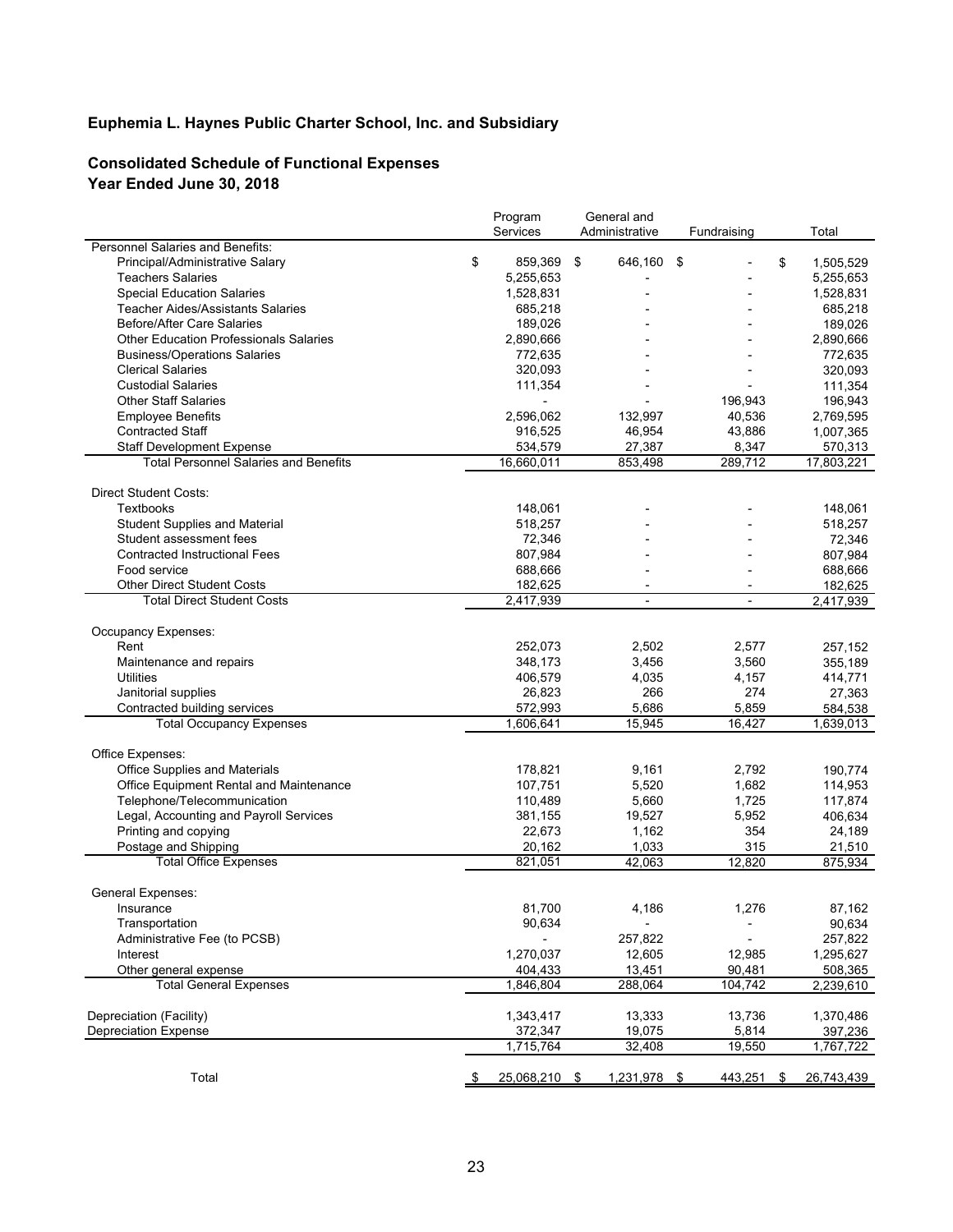## Euphemia L. Haynes Public Charter School, Inc. and Subsidiary

### Consolidated Schedule of Functional Expenses
### Year Ended June 30, 2018

| | Program Services | General and Administrative | Fundraising | Total |
|---|---|---|---|---|
| Personnel Salaries and Benefits: | | | | |
| Principal/Administrative Salary | $ 859,369 | $ 646,160 | $ - | $ 1,505,529 |
| Teachers Salaries | 5,255,653 | - | - | 5,255,653 |
| Special Education Salaries | 1,528,831 | - | - | 1,528,831 |
| Teacher Aides/Assistants Salaries | 685,218 | - | - | 685,218 |
| Before/After Care Salaries | 189,026 | - | - | 189,026 |
| Other Education Professionals Salaries | 2,890,666 | - | - | 2,890,666 |
| Business/Operations Salaries | 772,635 | - | - | 772,635 |
| Clerical Salaries | 320,093 | - | - | 320,093 |
| Custodial Salaries | 111,354 | - | - | 111,354 |
| Other Staff Salaries | - | - | 196,943 | 196,943 |
| Employee Benefits | 2,596,062 | 132,997 | 40,536 | 2,769,595 |
| Contracted Staff | 916,525 | 46,954 | 43,886 | 1,007,365 |
| Staff Development Expense | 534,579 | 27,387 | 8,347 | 570,313 |
| Total Personnel Salaries and Benefits | 16,660,011 | 853,498 | 289,712 | 17,803,221 |
| Direct Student Costs: | | | | |
| Textbooks | 148,061 | - | - | 148,061 |
| Student Supplies and Material | 518,257 | - | - | 518,257 |
| Student assessment fees | 72,346 | - | - | 72,346 |
| Contracted Instructional Fees | 807,984 | - | - | 807,984 |
| Food service | 688,666 | - | - | 688,666 |
| Other Direct Student Costs | 182,625 | - | - | 182,625 |
| Total Direct Student Costs | 2,417,939 | - | - | 2,417,939 |
| Occupancy Expenses: | | | | |
| Rent | 252,073 | 2,502 | 2,577 | 257,152 |
| Maintenance and repairs | 348,173 | 3,456 | 3,560 | 355,189 |
| Utilities | 406,579 | 4,035 | 4,157 | 414,771 |
| Janitorial supplies | 26,823 | 266 | 274 | 27,363 |
| Contracted building services | 572,993 | 5,686 | 5,859 | 584,538 |
| Total Occupancy Expenses | 1,606,641 | 15,945 | 16,427 | 1,639,013 |
| Office Expenses: | | | | |
| Office Supplies and Materials | 178,821 | 9,161 | 2,792 | 190,774 |
| Office Equipment Rental and Maintenance | 107,751 | 5,520 | 1,682 | 114,953 |
| Telephone/Telecommunication | 110,489 | 5,660 | 1,725 | 117,874 |
| Legal, Accounting and Payroll Services | 381,155 | 19,527 | 5,952 | 406,634 |
| Printing and copying | 22,673 | 1,162 | 354 | 24,189 |
| Postage and Shipping | 20,162 | 1,033 | 315 | 21,510 |
| Total Office Expenses | 821,051 | 42,063 | 12,820 | 875,934 |
| General Expenses: | | | | |
| Insurance | 81,700 | 4,186 | 1,276 | 87,162 |
| Transportation | 90,634 | - | - | 90,634 |
| Administrative Fee (to PCSB) | - | 257,822 | - | 257,822 |
| Interest | 1,270,037 | 12,605 | 12,985 | 1,295,627 |
| Other general expense | 404,433 | 13,451 | 90,481 | 508,365 |
| Total General Expenses | 1,846,804 | 288,064 | 104,742 | 2,239,610 |
| Depreciation (Facility) | 1,343,417 | 13,333 | 13,736 | 1,370,486 |
| Depreciation Expense | 372,347 | 19,075 | 5,814 | 397,236 |
| | 1,715,764 | 32,408 | 19,550 | 1,767,722 |
| Total | $ 25,068,210 | $ 1,231,978 | $ 443,251 | $ 26,743,439 |